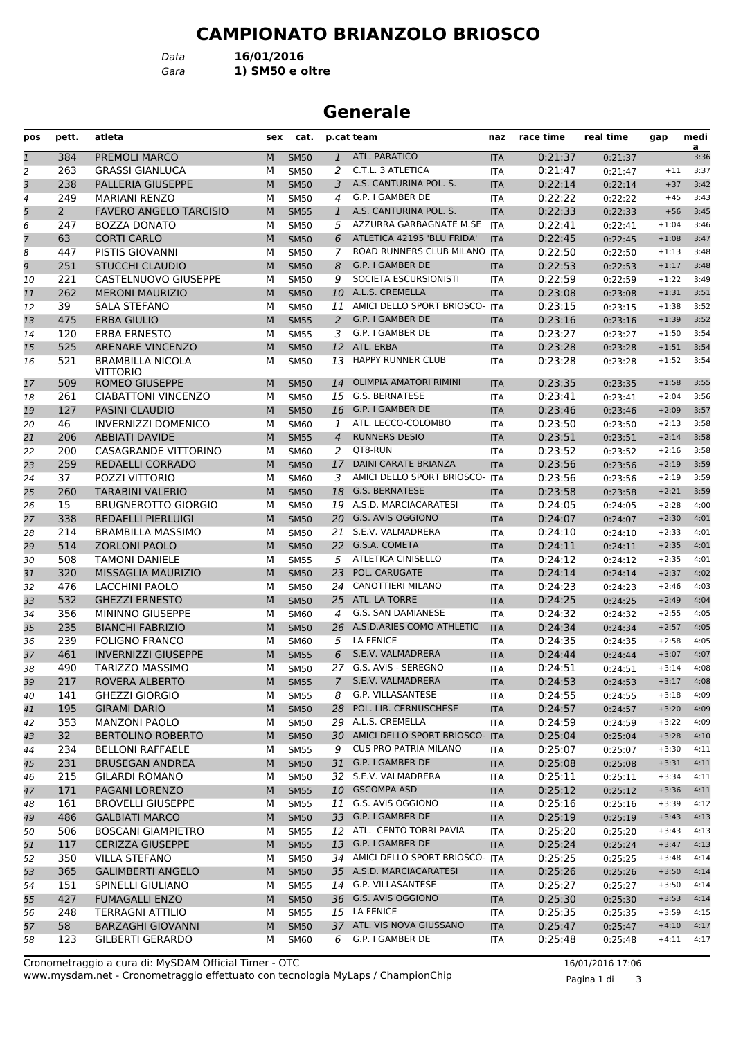# CAMPIONATO BRIANZOLO BRIOSCO

Data **16/01/2016**

Gara **1) SM50 e oltre**

## Generale

| pos | pett. | atleta | sex | cat. | p.cat | team | naz | race time | real time | gap | media |
|---|---|---|---|---|---|---|---|---|---|---|---|
| 1 | 384 | PREMOLI MARCO | M | SM50 | 1 | ATL. PARATICO | ITA | 0:21:37 | 0:21:37 | | 3:36 |
| 2 | 263 | GRASSI GIANLUCA | M | SM50 | 2 | C.T.L. 3 ATLETICA | ITA | 0:21:47 | 0:21:47 | +11 | 3:37 |
| 3 | 238 | PALLERIA GIUSEPPE | M | SM50 | 3 | A.S. CANTURINA POL. S. | ITA | 0:22:14 | 0:22:14 | +37 | 3:42 |
| 4 | 249 | MARIANI RENZO | M | SM50 | 4 | G.P. I GAMBER DE | ITA | 0:22:22 | 0:22:22 | +45 | 3:43 |
| 5 | 2 | FAVERO ANGELO TARCISIO | M | SM55 | 1 | A.S. CANTURINA POL. S. | ITA | 0:22:33 | 0:22:33 | +56 | 3:45 |
| 6 | 247 | BOZZA DONATO | M | SM50 | 5 | AZZURRA GARBAGNATE M.SE | ITA | 0:22:41 | 0:22:41 | +1:04 | 3:46 |
| 7 | 63 | CORTI CARLO | M | SM50 | 6 | ATLETICA 42195 'BLU FRIDA' | ITA | 0:22:45 | 0:22:45 | +1:08 | 3:47 |
| 8 | 447 | PISTIS GIOVANNI | M | SM50 | 7 | ROAD RUNNERS CLUB MILANO | ITA | 0:22:50 | 0:22:50 | +1:13 | 3:48 |
| 9 | 251 | STUCCHI CLAUDIO | M | SM50 | 8 | G.P. I GAMBER DE | ITA | 0:22:53 | 0:22:53 | +1:17 | 3:48 |
| 10 | 221 | CASTELNUOVO GIUSEPPE | M | SM50 | 9 | SOCIETA ESCURSIONISTI | ITA | 0:22:59 | 0:22:59 | +1:22 | 3:49 |
| 11 | 262 | MERONI MAURIZIO | M | SM50 | 10 | A.L.S. CREMELLA | ITA | 0:23:08 | 0:23:08 | +1:31 | 3:51 |
| 12 | 39 | SALA STEFANO | M | SM50 | 11 | AMICI DELLO SPORT BRIOSCO- | ITA | 0:23:15 | 0:23:15 | +1:38 | 3:52 |
| 13 | 475 | ERBA GIULIO | M | SM55 | 2 | G.P. I GAMBER DE | ITA | 0:23:16 | 0:23:16 | +1:39 | 3:52 |
| 14 | 120 | ERBA ERNESTO | M | SM55 | 3 | G.P. I GAMBER DE | ITA | 0:23:27 | 0:23:27 | +1:50 | 3:54 |
| 15 | 525 | ARENARE VINCENZO | M | SM50 | 12 | ATL. ERBA | ITA | 0:23:28 | 0:23:28 | +1:51 | 3:54 |
| 16 | 521 | BRAMBILLA NICOLA VITTORIO | M | SM50 | 13 | HAPPY RUNNER CLUB | ITA | 0:23:28 | 0:23:28 | +1:52 | 3:54 |
| 17 | 509 | ROMEO GIUSEPPE | M | SM50 | 14 | OLIMPIA AMATORI RIMINI | ITA | 0:23:35 | 0:23:35 | +1:58 | 3:55 |
| 18 | 261 | CIABATTONI VINCENZO | M | SM50 | 15 | G.S. BERNATESE | ITA | 0:23:41 | 0:23:41 | +2:04 | 3:56 |
| 19 | 127 | PASINI CLAUDIO | M | SM50 | 16 | G.P. I GAMBER DE | ITA | 0:23:46 | 0:23:46 | +2:09 | 3:57 |
| 20 | 46 | INVERNIZZI DOMENICO | M | SM60 | 1 | ATL. LECCO-COLOMBO | ITA | 0:23:50 | 0:23:50 | +2:13 | 3:58 |
| 21 | 206 | ABBIATI DAVIDE | M | SM55 | 4 | RUNNERS DESIO | ITA | 0:23:51 | 0:23:51 | +2:14 | 3:58 |
| 22 | 200 | CASAGRANDE VITTORINO | M | SM60 | 2 | QT8-RUN | ITA | 0:23:52 | 0:23:52 | +2:16 | 3:58 |
| 23 | 259 | REDAELLI CORRADO | M | SM50 | 17 | DAINI CARATE BRIANZA | ITA | 0:23:56 | 0:23:56 | +2:19 | 3:59 |
| 24 | 37 | POZZI VITTORIO | M | SM60 | 3 | AMICI DELLO SPORT BRIOSCO- | ITA | 0:23:56 | 0:23:56 | +2:19 | 3:59 |
| 25 | 260 | TARABINI VALERIO | M | SM50 | 18 | G.S. BERNATESE | ITA | 0:23:58 | 0:23:58 | +2:21 | 3:59 |
| 26 | 15 | BRUGNEROTTO GIORGIO | M | SM50 | 19 | A.S.D. MARCIACARATESI | ITA | 0:24:05 | 0:24:05 | +2:28 | 4:00 |
| 27 | 338 | REDAELLI PIERLUIGI | M | SM50 | 20 | G.S. AVIS OGGIONO | ITA | 0:24:07 | 0:24:07 | +2:30 | 4:01 |
| 28 | 214 | BRAMBILLA MASSIMO | M | SM50 | 21 | S.E.V. VALMADRERA | ITA | 0:24:10 | 0:24:10 | +2:33 | 4:01 |
| 29 | 514 | ZORLONI PAOLO | M | SM50 | 22 | G.S.A. COMETA | ITA | 0:24:11 | 0:24:11 | +2:35 | 4:01 |
| 30 | 508 | TAMONI DANIELE | M | SM55 | 5 | ATLETICA CINISELLO | ITA | 0:24:12 | 0:24:12 | +2:35 | 4:01 |
| 31 | 320 | MISSAGLIA MAURIZIO | M | SM50 | 23 | POL. CARUGATE | ITA | 0:24:14 | 0:24:14 | +2:37 | 4:02 |
| 32 | 476 | LACCHINI PAOLO | M | SM50 | 24 | CANOTTIERI MILANO | ITA | 0:24:23 | 0:24:23 | +2:46 | 4:03 |
| 33 | 532 | GHEZZI ERNESTO | M | SM50 | 25 | ATL. LA TORRE | ITA | 0:24:25 | 0:24:25 | +2:49 | 4:04 |
| 34 | 356 | MININNO GIUSEPPE | M | SM60 | 4 | G.S. SAN DAMIANESE | ITA | 0:24:32 | 0:24:32 | +2:55 | 4:05 |
| 35 | 235 | BIANCHI FABRIZIO | M | SM50 | 26 | A.S.D.ARIES COMO ATHLETIC | ITA | 0:24:34 | 0:24:34 | +2:57 | 4:05 |
| 36 | 239 | FOLIGNO FRANCO | M | SM60 | 5 | LA FENICE | ITA | 0:24:35 | 0:24:35 | +2:58 | 4:05 |
| 37 | 461 | INVERNIZZI GIUSEPPE | M | SM55 | 6 | S.E.V. VALMADRERA | ITA | 0:24:44 | 0:24:44 | +3:07 | 4:07 |
| 38 | 490 | TARIZZO MASSIMO | M | SM50 | 27 | G.S. AVIS - SEREGNO | ITA | 0:24:51 | 0:24:51 | +3:14 | 4:08 |
| 39 | 217 | ROVERA ALBERTO | M | SM55 | 7 | S.E.V. VALMADRERA | ITA | 0:24:53 | 0:24:53 | +3:17 | 4:08 |
| 40 | 141 | GHEZZI GIORGIO | M | SM55 | 8 | G.P. VILLASANTESE | ITA | 0:24:55 | 0:24:55 | +3:18 | 4:09 |
| 41 | 195 | GIRAMI DARIO | M | SM50 | 28 | POL. LIB. CERNUSCHESE | ITA | 0:24:57 | 0:24:57 | +3:20 | 4:09 |
| 42 | 353 | MANZONI PAOLO | M | SM50 | 29 | A.L.S. CREMELLA | ITA | 0:24:59 | 0:24:59 | +3:22 | 4:09 |
| 43 | 32 | BERTOLINO ROBERTO | M | SM50 | 30 | AMICI DELLO SPORT BRIOSCO- | ITA | 0:25:04 | 0:25:04 | +3:28 | 4:10 |
| 44 | 234 | BELLONI RAFFAELE | M | SM55 | 9 | CUS PRO PATRIA MILANO | ITA | 0:25:07 | 0:25:07 | +3:30 | 4:11 |
| 45 | 231 | BRUSEGAN ANDREA | M | SM50 | 31 | G.P. I GAMBER DE | ITA | 0:25:08 | 0:25:08 | +3:31 | 4:11 |
| 46 | 215 | GILARDI ROMANO | M | SM50 | 32 | S.E.V. VALMADRERA | ITA | 0:25:11 | 0:25:11 | +3:34 | 4:11 |
| 47 | 171 | PAGANI LORENZO | M | SM55 | 10 | GSCOMPA ASD | ITA | 0:25:12 | 0:25:12 | +3:36 | 4:11 |
| 48 | 161 | BROVELLI GIUSEPPE | M | SM55 | 11 | G.S. AVIS OGGIONO | ITA | 0:25:16 | 0:25:16 | +3:39 | 4:12 |
| 49 | 486 | GALBIATI MARCO | M | SM50 | 33 | G.P. I GAMBER DE | ITA | 0:25:19 | 0:25:19 | +3:43 | 4:13 |
| 50 | 506 | BOSCANI GIAMPIETRO | M | SM55 | 12 | ATL. CENTO TORRI PAVIA | ITA | 0:25:20 | 0:25:20 | +3:43 | 4:13 |
| 51 | 117 | CERIZZA GIUSEPPE | M | SM55 | 13 | G.P. I GAMBER DE | ITA | 0:25:24 | 0:25:24 | +3:47 | 4:13 |
| 52 | 350 | VILLA STEFANO | M | SM50 | 34 | AMICI DELLO SPORT BRIOSCO- | ITA | 0:25:25 | 0:25:25 | +3:48 | 4:14 |
| 53 | 365 | GALIMBERTI ANGELO | M | SM50 | 35 | A.S.D. MARCIACARATESI | ITA | 0:25:26 | 0:25:26 | +3:50 | 4:14 |
| 54 | 151 | SPINELLI GIULIANO | M | SM55 | 14 | G.P. VILLASANTESE | ITA | 0:25:27 | 0:25:27 | +3:50 | 4:14 |
| 55 | 427 | FUMAGALLI ENZO | M | SM50 | 36 | G.S. AVIS OGGIONO | ITA | 0:25:30 | 0:25:30 | +3:53 | 4:14 |
| 56 | 248 | TERRAGNI ATTILIO | M | SM55 | 15 | LA FENICE | ITA | 0:25:35 | 0:25:35 | +3:59 | 4:15 |
| 57 | 58 | BARZAGHI GIOVANNI | M | SM50 | 37 | ATL. VIS NOVA GIUSSANO | ITA | 0:25:47 | 0:25:47 | +4:10 | 4:17 |
| 58 | 123 | GILBERTI GERARDO | M | SM60 | 6 | G.P. I GAMBER DE | ITA | 0:25:48 | 0:25:48 | +4:11 | 4:17 |

Cronometraggio a cura di: MySDAM Official Timer - OTC
www.mysdam.net - Cronometraggio effettuato con tecnologia MyLaps / ChampionChip

16/01/2016 17:06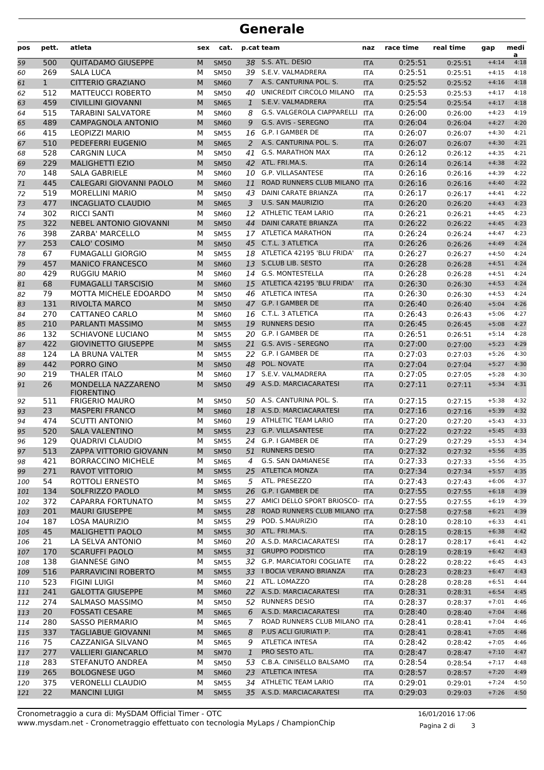# Generale

| pos | pett. | atleta | sex | cat. | p.cat | team | naz | race time | real time | gap | media |
|---|---|---|---|---|---|---|---|---|---|---|---|
| 59 | 500 | QUITADAMO GIUSEPPE | M | SM50 | 38 | S.S. ATL. DESIO | ITA | 0:25:51 | 0:25:51 | +4:14 | 4:18 |
| 60 | 269 | SALA LUCA | M | SM50 | 39 | S.E.V. VALMADRERA | ITA | 0:25:51 | 0:25:51 | +4:15 | 4:18 |
| 61 | 1 | CITTERIO GRAZIANO | M | SM60 | 7 | A.S. CANTURINA POL. S. | ITA | 0:25:52 | 0:25:52 | +4:16 | 4:18 |
| 62 | 512 | MATTEUCCI ROBERTO | M | SM50 | 40 | UNICREDIT CIRCOLO MILANO | ITA | 0:25:53 | 0:25:53 | +4:17 | 4:18 |
| 63 | 459 | CIVILLINI GIOVANNI | M | SM65 | 1 | S.E.V. VALMADRERA | ITA | 0:25:54 | 0:25:54 | +4:17 | 4:18 |
| 64 | 515 | TARABINI SALVATORE | M | SM60 | 8 | G.S. VALGEROLA CIAPPARELLI | ITA | 0:26:00 | 0:26:00 | +4:23 | 4:19 |
| 65 | 489 | CAMPAGNOLA ANTONIO | M | SM60 | 9 | G.S. AVIS - SEREGNO | ITA | 0:26:04 | 0:26:04 | +4:27 | 4:20 |
| 66 | 415 | LEOPIZZI MARIO | M | SM55 | 16 | G.P. I GAMBER DE | ITA | 0:26:07 | 0:26:07 | +4:30 | 4:21 |
| 67 | 510 | PEDEFERRI EUGENIO | M | SM65 | 2 | A.S. CANTURINA POL. S. | ITA | 0:26:07 | 0:26:07 | +4:30 | 4:21 |
| 68 | 528 | CARGNIN LUCA | M | SM50 | 41 | G.S. MARATHON MAX | ITA | 0:26:12 | 0:26:12 | +4:35 | 4:21 |
| 69 | 229 | MALIGHETTI EZIO | M | SM50 | 42 | ATL. FRI.MA.S. | ITA | 0:26:14 | 0:26:14 | +4:38 | 4:22 |
| 70 | 148 | SALA GABRIELE | M | SM60 | 10 | G.P. VILLASANTESE | ITA | 0:26:16 | 0:26:16 | +4:39 | 4:22 |
| 71 | 445 | CALEGARI GIOVANNI PAOLO | M | SM60 | 11 | ROAD RUNNERS CLUB MILANO | ITA | 0:26:16 | 0:26:16 | +4:40 | 4:22 |
| 72 | 519 | MORELLINI MARIO | M | SM50 | 43 | DAINI CARATE BRIANZA | ITA | 0:26:17 | 0:26:17 | +4:41 | 4:22 |
| 73 | 477 | INCAGLIATO CLAUDIO | M | SM65 | 3 | U.S. SAN MAURIZIO | ITA | 0:26:20 | 0:26:20 | +4:43 | 4:23 |
| 74 | 302 | RICCI SANTI | M | SM60 | 12 | ATHLETIC TEAM LARIO | ITA | 0:26:21 | 0:26:21 | +4:45 | 4:23 |
| 75 | 322 | NEBEL ANTONIO GIOVANNI | M | SM50 | 44 | DAINI CARATE BRIANZA | ITA | 0:26:22 | 0:26:22 | +4:45 | 4:23 |
| 76 | 398 | ZARBA' MARCELLO | M | SM55 | 17 | ATLETICA MARATHON | ITA | 0:26:24 | 0:26:24 | +4:47 | 4:23 |
| 77 | 253 | CALO' COSIMO | M | SM50 | 45 | C.T.L. 3 ATLETICA | ITA | 0:26:26 | 0:26:26 | +4:49 | 4:24 |
| 78 | 67 | FUMAGALLI GIORGIO | M | SM55 | 18 | ATLETICA 42195 'BLU FRIDA' | ITA | 0:26:27 | 0:26:27 | +4:50 | 4:24 |
| 79 | 457 | MANICO FRANCESCO | M | SM60 | 13 | S.CLUB LIB. SESTO | ITA | 0:26:28 | 0:26:28 | +4:51 | 4:24 |
| 80 | 429 | RUGGIU MARIO | M | SM60 | 14 | G.S. MONTESTELLA | ITA | 0:26:28 | 0:26:28 | +4:51 | 4:24 |
| 81 | 68 | FUMAGALLI TARSCISIO | M | SM60 | 15 | ATLETICA 42195 'BLU FRIDA' | ITA | 0:26:30 | 0:26:30 | +4:53 | 4:24 |
| 82 | 79 | MOTTA MICHELE EDOARDO | M | SM50 | 46 | ATLETICA INTESA | ITA | 0:26:30 | 0:26:30 | +4:53 | 4:24 |
| 83 | 131 | RIVOLTA MARCO | M | SM50 | 47 | G.P. I GAMBER DE | ITA | 0:26:40 | 0:26:40 | +5:04 | 4:26 |
| 84 | 270 | CATTANEO CARLO | M | SM60 | 16 | C.T.L. 3 ATLETICA | ITA | 0:26:43 | 0:26:43 | +5:06 | 4:27 |
| 85 | 210 | PARLANTI MASSIMO | M | SM55 | 19 | RUNNERS DESIO | ITA | 0:26:45 | 0:26:45 | +5:08 | 4:27 |
| 86 | 132 | SCHIAVONE LUCIANO | M | SM55 | 20 | G.P. I GAMBER DE | ITA | 0:26:51 | 0:26:51 | +5:14 | 4:28 |
| 87 | 422 | GIOVINETTO GIUSEPPE | M | SM55 | 21 | G.S. AVIS - SEREGNO | ITA | 0:27:00 | 0:27:00 | +5:23 | 4:29 |
| 88 | 124 | LA BRUNA VALTER | M | SM55 | 22 | G.P. I GAMBER DE | ITA | 0:27:03 | 0:27:03 | +5:26 | 4:30 |
| 89 | 442 | PORRO GINO | M | SM50 | 48 | POL. NOVATE | ITA | 0:27:04 | 0:27:04 | +5:27 | 4:30 |
| 90 | 219 | THALER ITALO | M | SM60 | 17 | S.E.V. VALMADRERA | ITA | 0:27:05 | 0:27:05 | +5:28 | 4:30 |
| 91 | 26 | MONDELLA NAZZARENO FIORENTINO | M | SM50 | 49 | A.S.D. MARCIACARATESI | ITA | 0:27:11 | 0:27:11 | +5:34 | 4:31 |
| 92 | 511 | FRIGERIO MAURO | M | SM50 | 50 | A.S. CANTURINA POL. S. | ITA | 0:27:15 | 0:27:15 | +5:38 | 4:32 |
| 93 | 23 | MASPERI FRANCO | M | SM60 | 18 | A.S.D. MARCIACARATESI | ITA | 0:27:16 | 0:27:16 | +5:39 | 4:32 |
| 94 | 474 | SCUTTI ANTONIO | M | SM60 | 19 | ATHLETIC TEAM LARIO | ITA | 0:27:20 | 0:27:20 | +5:43 | 4:33 |
| 95 | 520 | SALA VALENTINO | M | SM55 | 23 | G.P. VILLASANTESE | ITA | 0:27:22 | 0:27:22 | +5:45 | 4:33 |
| 96 | 129 | QUADRIVI CLAUDIO | M | SM55 | 24 | G.P. I GAMBER DE | ITA | 0:27:29 | 0:27:29 | +5:53 | 4:34 |
| 97 | 513 | ZAPPA VITTORIO GIOVANN | M | SM50 | 51 | RUNNERS DESIO | ITA | 0:27:32 | 0:27:32 | +5:56 | 4:35 |
| 98 | 421 | BORRACCINO MICHELE | M | SM65 | 4 | G.S. SAN DAMIANESE | ITA | 0:27:33 | 0:27:33 | +5:56 | 4:35 |
| 99 | 271 | RAVOT VITTORIO | M | SM55 | 25 | ATLETICA MONZA | ITA | 0:27:34 | 0:27:34 | +5:57 | 4:35 |
| 100 | 54 | ROTTOLI ERNESTO | M | SM65 | 5 | ATL. PRESEZZO | ITA | 0:27:43 | 0:27:43 | +6:06 | 4:37 |
| 101 | 134 | SOLFRIZZO PAOLO | M | SM55 | 26 | G.P. I GAMBER DE | ITA | 0:27:55 | 0:27:55 | +6:18 | 4:39 |
| 102 | 372 | CAPARRA FORTUNATO | M | SM55 | 27 | AMICI DELLO SPORT BRIOSCO- | ITA | 0:27:55 | 0:27:55 | +6:19 | 4:39 |
| 103 | 201 | MAURI GIUSEPPE | M | SM55 | 28 | ROAD RUNNERS CLUB MILANO | ITA | 0:27:58 | 0:27:58 | +6:21 | 4:39 |
| 104 | 187 | LOSA MAURIZIO | M | SM55 | 29 | POD. S.MAURIZIO | ITA | 0:28:10 | 0:28:10 | +6:33 | 4:41 |
| 105 | 45 | MALIGHETTI PAOLO | M | SM55 | 30 | ATL. FRI.MA.S. | ITA | 0:28:15 | 0:28:15 | +6:38 | 4:42 |
| 106 | 21 | LA SELVA ANTONIO | M | SM60 | 20 | A.S.D. MARCIACARATESI | ITA | 0:28:17 | 0:28:17 | +6:41 | 4:42 |
| 107 | 170 | SCARUFFI PAOLO | M | SM55 | 31 | GRUPPO PODISTICO | ITA | 0:28:19 | 0:28:19 | +6:42 | 4:43 |
| 108 | 138 | GIANNESE GINO | M | SM55 | 32 | G.P. MARCIATORI COGLIATE | ITA | 0:28:22 | 0:28:22 | +6:45 | 4:43 |
| 109 | 516 | PARRAVICINI ROBERTO | M | SM55 | 33 | I BOCIA VERANO BRIANZA | ITA | 0:28:23 | 0:28:23 | +6:47 | 4:43 |
| 110 | 523 | FIGINI LUIGI | M | SM60 | 21 | ATL. LOMAZZO | ITA | 0:28:28 | 0:28:28 | +6:51 | 4:44 |
| 111 | 241 | GALOTTA GIUSEPPE | M | SM60 | 22 | A.S.D. MARCIACARATESI | ITA | 0:28:31 | 0:28:31 | +6:54 | 4:45 |
| 112 | 274 | SALMASO MASSIMO | M | SM50 | 52 | RUNNERS DESIO | ITA | 0:28:37 | 0:28:37 | +7:01 | 4:46 |
| 113 | 20 | FOSSATI CESARE | M | SM65 | 6 | A.S.D. MARCIACARATESI | ITA | 0:28:40 | 0:28:40 | +7:04 | 4:46 |
| 114 | 280 | SASSO PIERMARIO | M | SM65 | 7 | ROAD RUNNERS CLUB MILANO | ITA | 0:28:41 | 0:28:41 | +7:04 | 4:46 |
| 115 | 337 | TAGLIABUE GIOVANNI | M | SM65 | 8 | P.US ACLI GIURIATI P. | ITA | 0:28:41 | 0:28:41 | +7:05 | 4:46 |
| 116 | 75 | CAZZANIGA SILVANO | M | SM65 | 9 | ATLETICA INTESA | ITA | 0:28:42 | 0:28:42 | +7:05 | 4:46 |
| 117 | 277 | VALLIERI GIANCARLO | M | SM70 | 1 | PRO SESTO ATL. | ITA | 0:28:47 | 0:28:47 | +7:10 | 4:47 |
| 118 | 283 | STEFANUTO ANDREA | M | SM50 | 53 | C.B.A. CINISELLO BALSAMO | ITA | 0:28:54 | 0:28:54 | +7:17 | 4:48 |
| 119 | 265 | BOLOGNESE UGO | M | SM60 | 23 | ATLETICA INTESA | ITA | 0:28:57 | 0:28:57 | +7:20 | 4:49 |
| 120 | 375 | VERONELLI CLAUDIO | M | SM55 | 34 | ATHLETIC TEAM LARIO | ITA | 0:29:01 | 0:29:01 | +7:24 | 4:50 |
| 121 | 22 | MANCINI LUIGI | M | SM55 | 35 | A.S.D. MARCIACARATESI | ITA | 0:29:03 | 0:29:03 | +7:26 | 4:50 |

Cronometraggio a cura di: MySDAM Official Timer - OTC
www.mysdam.net - Cronometraggio effettuato con tecnologia MyLaps / ChampionChip

16/01/2016 17:06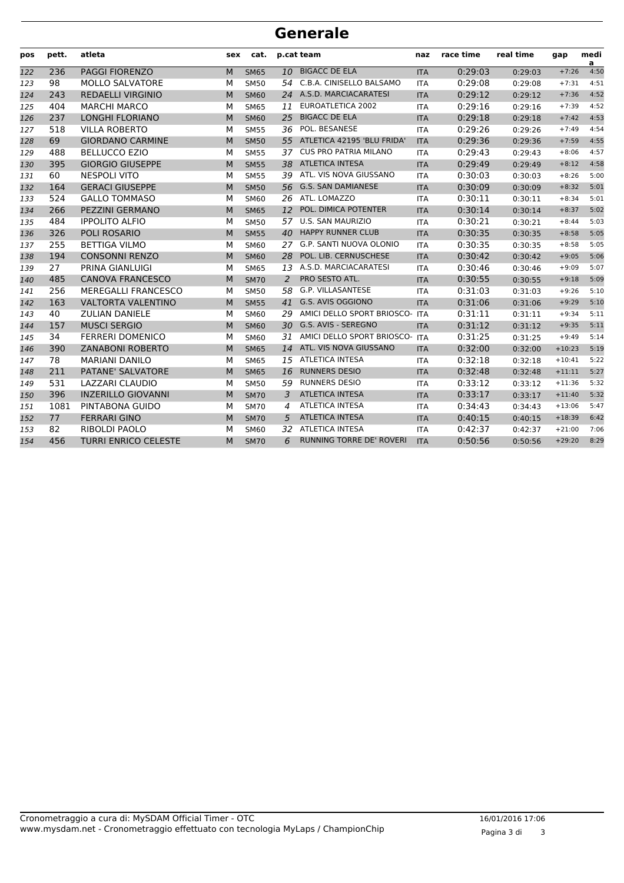# Generale

| pos | pett. | atleta | sex | cat. | p.cat | team | naz | race time | real time | gap | media |
|---|---|---|---|---|---|---|---|---|---|---|---|
| 122 | 236 | PAGGI FIORENZO | M | SM65 | 10 | BIGACC DE ELA | ITA | 0:29:03 | 0:29:03 | +7:26 | 4:50 |
| 123 | 98 | MOLLO SALVATORE | M | SM50 | 54 | C.B.A. CINISELLO BALSAMO | ITA | 0:29:08 | 0:29:08 | +7:31 | 4:51 |
| 124 | 243 | REDAELLI VIRGINIO | M | SM60 | 24 | A.S.D. MARCIACARATESI | ITA | 0:29:12 | 0:29:12 | +7:36 | 4:52 |
| 125 | 404 | MARCHI MARCO | M | SM65 | 11 | EUROATLETICA 2002 | ITA | 0:29:16 | 0:29:16 | +7:39 | 4:52 |
| 126 | 237 | LONGHI FLORIANO | M | SM60 | 25 | BIGACC DE ELA | ITA | 0:29:18 | 0:29:18 | +7:42 | 4:53 |
| 127 | 518 | VILLA ROBERTO | M | SM55 | 36 | POL. BESANESE | ITA | 0:29:26 | 0:29:26 | +7:49 | 4:54 |
| 128 | 69 | GIORDANO CARMINE | M | SM50 | 55 | ATLETICA 42195 'BLU FRIDA' | ITA | 0:29:36 | 0:29:36 | +7:59 | 4:55 |
| 129 | 488 | BELLUCCO EZIO | M | SM55 | 37 | CUS PRO PATRIA MILANO | ITA | 0:29:43 | 0:29:43 | +8:06 | 4:57 |
| 130 | 395 | GIORGIO GIUSEPPE | M | SM55 | 38 | ATLETICA INTESA | ITA | 0:29:49 | 0:29:49 | +8:12 | 4:58 |
| 131 | 60 | NESPOLI VITO | M | SM55 | 39 | ATL. VIS NOVA GIUSSANO | ITA | 0:30:03 | 0:30:03 | +8:26 | 5:00 |
| 132 | 164 | GERACI GIUSEPPE | M | SM50 | 56 | G.S. SAN DAMIANESE | ITA | 0:30:09 | 0:30:09 | +8:32 | 5:01 |
| 133 | 524 | GALLO TOMMASO | M | SM60 | 26 | ATL. LOMAZZO | ITA | 0:30:11 | 0:30:11 | +8:34 | 5:01 |
| 134 | 266 | PEZZINI GERMANO | M | SM65 | 12 | POL. DIMICA POTENTER | ITA | 0:30:14 | 0:30:14 | +8:37 | 5:02 |
| 135 | 484 | IPPOLITO ALFIO | M | SM50 | 57 | U.S. SAN MAURIZIO | ITA | 0:30:21 | 0:30:21 | +8:44 | 5:03 |
| 136 | 326 | POLI ROSARIO | M | SM55 | 40 | HAPPY RUNNER CLUB | ITA | 0:30:35 | 0:30:35 | +8:58 | 5:05 |
| 137 | 255 | BETTIGA VILMO | M | SM60 | 27 | G.P. SANTI NUOVA OLONIO | ITA | 0:30:35 | 0:30:35 | +8:58 | 5:05 |
| 138 | 194 | CONSONNI RENZO | M | SM60 | 28 | POL. LIB. CERNUSCHESE | ITA | 0:30:42 | 0:30:42 | +9:05 | 5:06 |
| 139 | 27 | PRINA GIANLUIGI | M | SM65 | 13 | A.S.D. MARCIACARATESI | ITA | 0:30:46 | 0:30:46 | +9:09 | 5:07 |
| 140 | 485 | CANOVA FRANCESCO | M | SM70 | 2 | PRO SESTO ATL. | ITA | 0:30:55 | 0:30:55 | +9:18 | 5:09 |
| 141 | 256 | MEREGALLI FRANCESCO | M | SM50 | 58 | G.P. VILLASANTESE | ITA | 0:31:03 | 0:31:03 | +9:26 | 5:10 |
| 142 | 163 | VALTORTA VALENTINO | M | SM55 | 41 | G.S. AVIS OGGIONO | ITA | 0:31:06 | 0:31:06 | +9:29 | 5:10 |
| 143 | 40 | ZULIAN DANIELE | M | SM60 | 29 | AMICI DELLO SPORT BRIOSCO- | ITA | 0:31:11 | 0:31:11 | +9:34 | 5:11 |
| 144 | 157 | MUSCI SERGIO | M | SM60 | 30 | G.S. AVIS - SEREGNO | ITA | 0:31:12 | 0:31:12 | +9:35 | 5:11 |
| 145 | 34 | FERRERI DOMENICO | M | SM60 | 31 | AMICI DELLO SPORT BRIOSCO- | ITA | 0:31:25 | 0:31:25 | +9:49 | 5:14 |
| 146 | 390 | ZANABONI ROBERTO | M | SM65 | 14 | ATL. VIS NOVA GIUSSANO | ITA | 0:32:00 | 0:32:00 | +10:23 | 5:19 |
| 147 | 78 | MARIANI DANILO | M | SM65 | 15 | ATLETICA INTESA | ITA | 0:32:18 | 0:32:18 | +10:41 | 5:22 |
| 148 | 211 | PATANE' SALVATORE | M | SM65 | 16 | RUNNERS DESIO | ITA | 0:32:48 | 0:32:48 | +11:11 | 5:27 |
| 149 | 531 | LAZZARI CLAUDIO | M | SM50 | 59 | RUNNERS DESIO | ITA | 0:33:12 | 0:33:12 | +11:36 | 5:32 |
| 150 | 396 | INZERILLO GIOVANNI | M | SM70 | 3 | ATLETICA INTESA | ITA | 0:33:17 | 0:33:17 | +11:40 | 5:32 |
| 151 | 1081 | PINTABONA GUIDO | M | SM70 | 4 | ATLETICA INTESA | ITA | 0:34:43 | 0:34:43 | +13:06 | 5:47 |
| 152 | 77 | FERRARI GINO | M | SM70 | 5 | ATLETICA INTESA | ITA | 0:40:15 | 0:40:15 | +18:39 | 6:42 |
| 153 | 82 | RIBOLDI PAOLO | M | SM60 | 32 | ATLETICA INTESA | ITA | 0:42:37 | 0:42:37 | +21:00 | 7:06 |
| 154 | 456 | TURRI ENRICO CELESTE | M | SM70 | 6 | RUNNING TORRE DE' ROVERI | ITA | 0:50:56 | 0:50:56 | +29:20 | 8:29 |

Cronometraggio a cura di: MySDAM Official Timer - OTC
www.mysdam.net - Cronometraggio effettuato con tecnologia MyLaps / ChampionChip

16/01/2016 17:06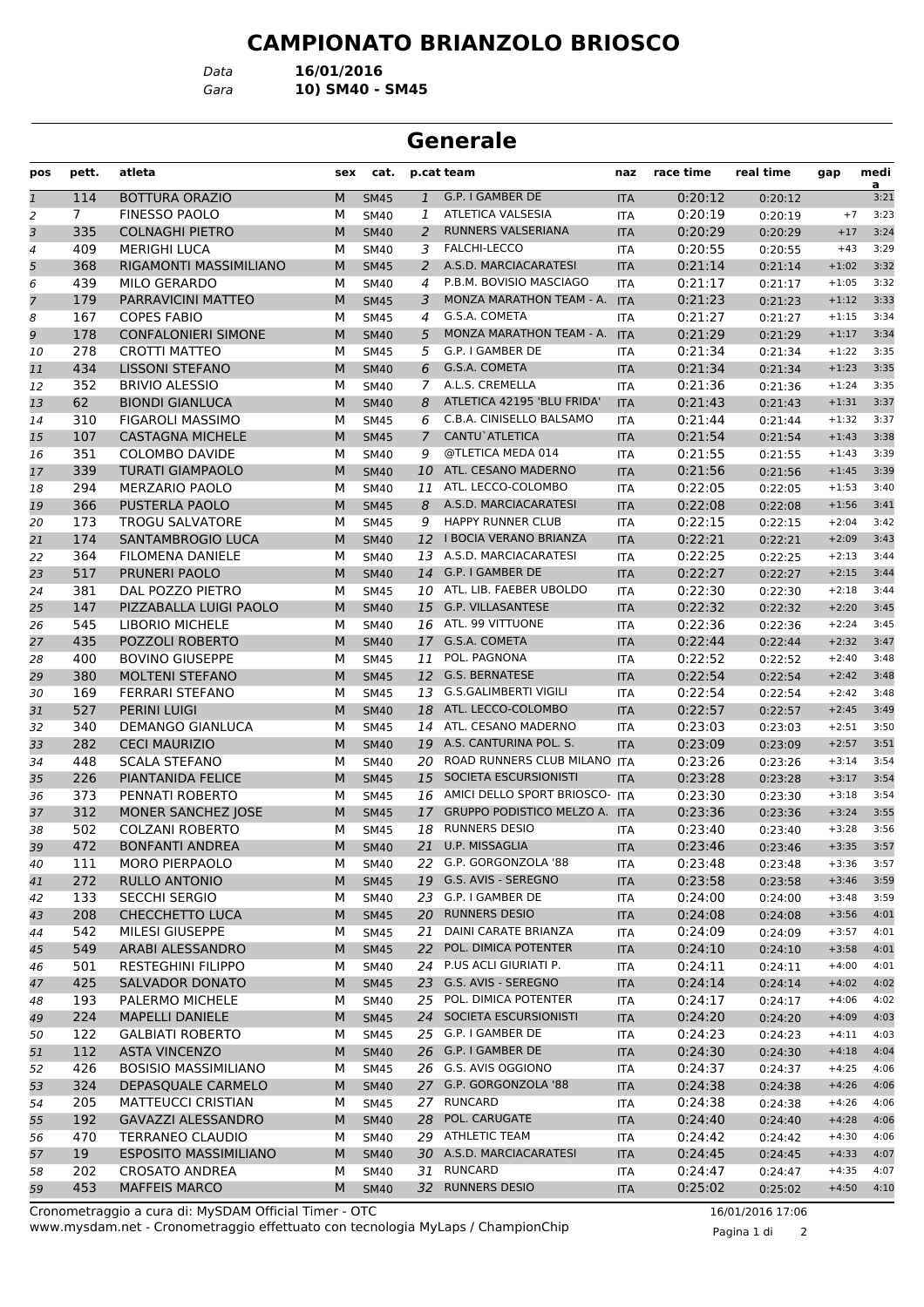# CAMPIONATO BRIANZOLO BRIOSCO

Data **16/01/2016**
Gara **10) SM40 - SM45**

## Generale

| pos | pett. | atleta | sex | cat. | p.cat | team | naz | race time | real time | gap | media |
|---|---|---|---|---|---|---|---|---|---|---|---|
| 1 | 114 | BOTTURA ORAZIO | M | SM45 | 1 | G.P. I GAMBER DE | ITA | 0:20:12 | 0:20:12 | | 3:21 |
| 2 | 7 | FINESSO PAOLO | M | SM40 | 1 | ATLETICA VALSESIA | ITA | 0:20:19 | 0:20:19 | +7 | 3:23 |
| 3 | 335 | COLNAGHI PIETRO | M | SM40 | 2 | RUNNERS VALSERIANA | ITA | 0:20:29 | 0:20:29 | +17 | 3:24 |
| 4 | 409 | MERIGHI LUCA | M | SM40 | 3 | FALCHI-LECCO | ITA | 0:20:55 | 0:20:55 | +43 | 3:29 |
| 5 | 368 | RIGAMONTI MASSIMILIANO | M | SM45 | 2 | A.S.D. MARCIACARATESI | ITA | 0:21:14 | 0:21:14 | +1:02 | 3:32 |
| 6 | 439 | MILO GERARDO | M | SM40 | 4 | P.B.M. BOVISIO MASCIAGO | ITA | 0:21:17 | 0:21:17 | +1:05 | 3:32 |
| 7 | 179 | PARRAVICINI MATTEO | M | SM45 | 3 | MONZA MARATHON TEAM - A. | ITA | 0:21:23 | 0:21:23 | +1:12 | 3:33 |
| 8 | 167 | COPES FABIO | M | SM45 | 4 | G.S.A. COMETA | ITA | 0:21:27 | 0:21:27 | +1:15 | 3:34 |
| 9 | 178 | CONFALONIERI SIMONE | M | SM40 | 5 | MONZA MARATHON TEAM - A. | ITA | 0:21:29 | 0:21:29 | +1:17 | 3:34 |
| 10 | 278 | CROTTI MATTEO | M | SM45 | 5 | G.P. I GAMBER DE | ITA | 0:21:34 | 0:21:34 | +1:22 | 3:35 |
| 11 | 434 | LISSONI STEFANO | M | SM40 | 6 | G.S.A. COMETA | ITA | 0:21:34 | 0:21:34 | +1:23 | 3:35 |
| 12 | 352 | BRIVIO ALESSIO | M | SM40 | 7 | A.L.S. CREMELLA | ITA | 0:21:36 | 0:21:36 | +1:24 | 3:35 |
| 13 | 62 | BIONDI GIANLUCA | M | SM40 | 8 | ATLETICA 42195 'BLU FRIDA' | ITA | 0:21:43 | 0:21:43 | +1:31 | 3:37 |
| 14 | 310 | FIGAROLI MASSIMO | M | SM45 | 6 | C.B.A. CINISELLO BALSAMO | ITA | 0:21:44 | 0:21:44 | +1:32 | 3:37 |
| 15 | 107 | CASTAGNA MICHELE | M | SM45 | 7 | CANTU`ATLETICA | ITA | 0:21:54 | 0:21:54 | +1:43 | 3:38 |
| 16 | 351 | COLOMBO DAVIDE | M | SM40 | 9 | @TLETICA MEDA 014 | ITA | 0:21:55 | 0:21:55 | +1:43 | 3:39 |
| 17 | 339 | TURATI GIAMPAOLO | M | SM40 | 10 | ATL. CESANO MADERNO | ITA | 0:21:56 | 0:21:56 | +1:45 | 3:39 |
| 18 | 294 | MERZARIO PAOLO | M | SM40 | 11 | ATL. LECCO-COLOMBO | ITA | 0:22:05 | 0:22:05 | +1:53 | 3:40 |
| 19 | 366 | PUSTERLA PAOLO | M | SM45 | 8 | A.S.D. MARCIACARATESI | ITA | 0:22:08 | 0:22:08 | +1:56 | 3:41 |
| 20 | 173 | TROGU SALVATORE | M | SM45 | 9 | HAPPY RUNNER CLUB | ITA | 0:22:15 | 0:22:15 | +2:04 | 3:42 |
| 21 | 174 | SANTAMBROGIO LUCA | M | SM40 | 12 | I BOCIA VERANO BRIANZA | ITA | 0:22:21 | 0:22:21 | +2:09 | 3:43 |
| 22 | 364 | FILOMENA DANIELE | M | SM40 | 13 | A.S.D. MARCIACARATESI | ITA | 0:22:25 | 0:22:25 | +2:13 | 3:44 |
| 23 | 517 | PRUNERI PAOLO | M | SM40 | 14 | G.P. I GAMBER DE | ITA | 0:22:27 | 0:22:27 | +2:15 | 3:44 |
| 24 | 381 | DAL POZZO PIETRO | M | SM45 | 10 | ATL. LIB. FAEBER UBOLDO | ITA | 0:22:30 | 0:22:30 | +2:18 | 3:44 |
| 25 | 147 | PIZZABALLA LUIGI PAOLO | M | SM40 | 15 | G.P. VILLASANTESE | ITA | 0:22:32 | 0:22:32 | +2:20 | 3:45 |
| 26 | 545 | LIBORIO MICHELE | M | SM40 | 16 | ATL. 99 VITTUONE | ITA | 0:22:36 | 0:22:36 | +2:24 | 3:45 |
| 27 | 435 | POZZOLI ROBERTO | M | SM40 | 17 | G.S.A. COMETA | ITA | 0:22:44 | 0:22:44 | +2:32 | 3:47 |
| 28 | 400 | BOVINO GIUSEPPE | M | SM45 | 11 | POL. PAGNONA | ITA | 0:22:52 | 0:22:52 | +2:40 | 3:48 |
| 29 | 380 | MOLTENI STEFANO | M | SM45 | 12 | G.S. BERNATESE | ITA | 0:22:54 | 0:22:54 | +2:42 | 3:48 |
| 30 | 169 | FERRARI STEFANO | M | SM45 | 13 | G.S.GALIMBERTI VIGILI | ITA | 0:22:54 | 0:22:54 | +2:42 | 3:48 |
| 31 | 527 | PERINI LUIGI | M | SM40 | 18 | ATL. LECCO-COLOMBO | ITA | 0:22:57 | 0:22:57 | +2:45 | 3:49 |
| 32 | 340 | DEMANGO GIANLUCA | M | SM45 | 14 | ATL. CESANO MADERNO | ITA | 0:23:03 | 0:23:03 | +2:51 | 3:50 |
| 33 | 282 | CECI MAURIZIO | M | SM40 | 19 | A.S. CANTURINA POL. S. | ITA | 0:23:09 | 0:23:09 | +2:57 | 3:51 |
| 34 | 448 | SCALA STEFANO | M | SM40 | 20 | ROAD RUNNERS CLUB MILANO | ITA | 0:23:26 | 0:23:26 | +3:14 | 3:54 |
| 35 | 226 | PIANTANIDA FELICE | M | SM45 | 15 | SOCIETA ESCURSIONISTI | ITA | 0:23:28 | 0:23:28 | +3:17 | 3:54 |
| 36 | 373 | PENNATI ROBERTO | M | SM45 | 16 | AMICI DELLO SPORT BRIOSCO- | ITA | 0:23:30 | 0:23:30 | +3:18 | 3:54 |
| 37 | 312 | MONER SANCHEZ JOSE | M | SM45 | 17 | GRUPPO PODISTICO MELZO A. | ITA | 0:23:36 | 0:23:36 | +3:24 | 3:55 |
| 38 | 502 | COLZANI ROBERTO | M | SM45 | 18 | RUNNERS DESIO | ITA | 0:23:40 | 0:23:40 | +3:28 | 3:56 |
| 39 | 472 | BONFANTI ANDREA | M | SM40 | 21 | U.P. MISSAGLIA | ITA | 0:23:46 | 0:23:46 | +3:35 | 3:57 |
| 40 | 111 | MORO PIERPAOLO | M | SM40 | 22 | G.P. GORGONZOLA '88 | ITA | 0:23:48 | 0:23:48 | +3:36 | 3:57 |
| 41 | 272 | RULLO ANTONIO | M | SM45 | 19 | G.S. AVIS - SEREGNO | ITA | 0:23:58 | 0:23:58 | +3:46 | 3:59 |
| 42 | 133 | SECCHI SERGIO | M | SM40 | 23 | G.P. I GAMBER DE | ITA | 0:24:00 | 0:24:00 | +3:48 | 3:59 |
| 43 | 208 | CHECCHETTO LUCA | M | SM45 | 20 | RUNNERS DESIO | ITA | 0:24:08 | 0:24:08 | +3:56 | 4:01 |
| 44 | 542 | MILESI GIUSEPPE | M | SM45 | 21 | DAINI CARATE BRIANZA | ITA | 0:24:09 | 0:24:09 | +3:57 | 4:01 |
| 45 | 549 | ARABI ALESSANDRO | M | SM45 | 22 | POL. DIMICA POTENTER | ITA | 0:24:10 | 0:24:10 | +3:58 | 4:01 |
| 46 | 501 | RESTEGHINI FILIPPO | M | SM40 | 24 | P.US ACLI GIURIATI P. | ITA | 0:24:11 | 0:24:11 | +4:00 | 4:01 |
| 47 | 425 | SALVADOR DONATO | M | SM45 | 23 | G.S. AVIS - SEREGNO | ITA | 0:24:14 | 0:24:14 | +4:02 | 4:02 |
| 48 | 193 | PALERMO MICHELE | M | SM40 | 25 | POL. DIMICA POTENTER | ITA | 0:24:17 | 0:24:17 | +4:06 | 4:02 |
| 49 | 224 | MAPELLI DANIELE | M | SM45 | 24 | SOCIETA ESCURSIONISTI | ITA | 0:24:20 | 0:24:20 | +4:09 | 4:03 |
| 50 | 122 | GALBIATI ROBERTO | M | SM45 | 25 | G.P. I GAMBER DE | ITA | 0:24:23 | 0:24:23 | +4:11 | 4:03 |
| 51 | 112 | ASTA VINCENZO | M | SM40 | 26 | G.P. I GAMBER DE | ITA | 0:24:30 | 0:24:30 | +4:18 | 4:04 |
| 52 | 426 | BOSISIO MASSIMILIANO | M | SM45 | 26 | G.S. AVIS OGGIONO | ITA | 0:24:37 | 0:24:37 | +4:25 | 4:06 |
| 53 | 324 | DEPASQUALE CARMELO | M | SM40 | 27 | G.P. GORGONZOLA '88 | ITA | 0:24:38 | 0:24:38 | +4:26 | 4:06 |
| 54 | 205 | MATTEUCCI CRISTIAN | M | SM45 | 27 | RUNCARD | ITA | 0:24:38 | 0:24:38 | +4:26 | 4:06 |
| 55 | 192 | GAVAZZI ALESSANDRO | M | SM40 | 28 | POL. CARUGATE | ITA | 0:24:40 | 0:24:40 | +4:28 | 4:06 |
| 56 | 470 | TERRANEO CLAUDIO | M | SM40 | 29 | ATHLETIC TEAM | ITA | 0:24:42 | 0:24:42 | +4:30 | 4:06 |
| 57 | 19 | ESPOSITO MASSIMILIANO | M | SM40 | 30 | A.S.D. MARCIACARATESI | ITA | 0:24:45 | 0:24:45 | +4:33 | 4:07 |
| 58 | 202 | CROSATO ANDREA | M | SM40 | 31 | RUNCARD | ITA | 0:24:47 | 0:24:47 | +4:35 | 4:07 |
| 59 | 453 | MAFFEIS MARCO | M | SM40 | 32 | RUNNERS DESIO | ITA | 0:25:02 | 0:25:02 | +4:50 | 4:10 |

Cronometraggio a cura di: MySDAM Official Timer - OTC
www.mysdam.net - Cronometraggio effettuato con tecnologia MyLaps / ChampionChip

16/01/2016 17:06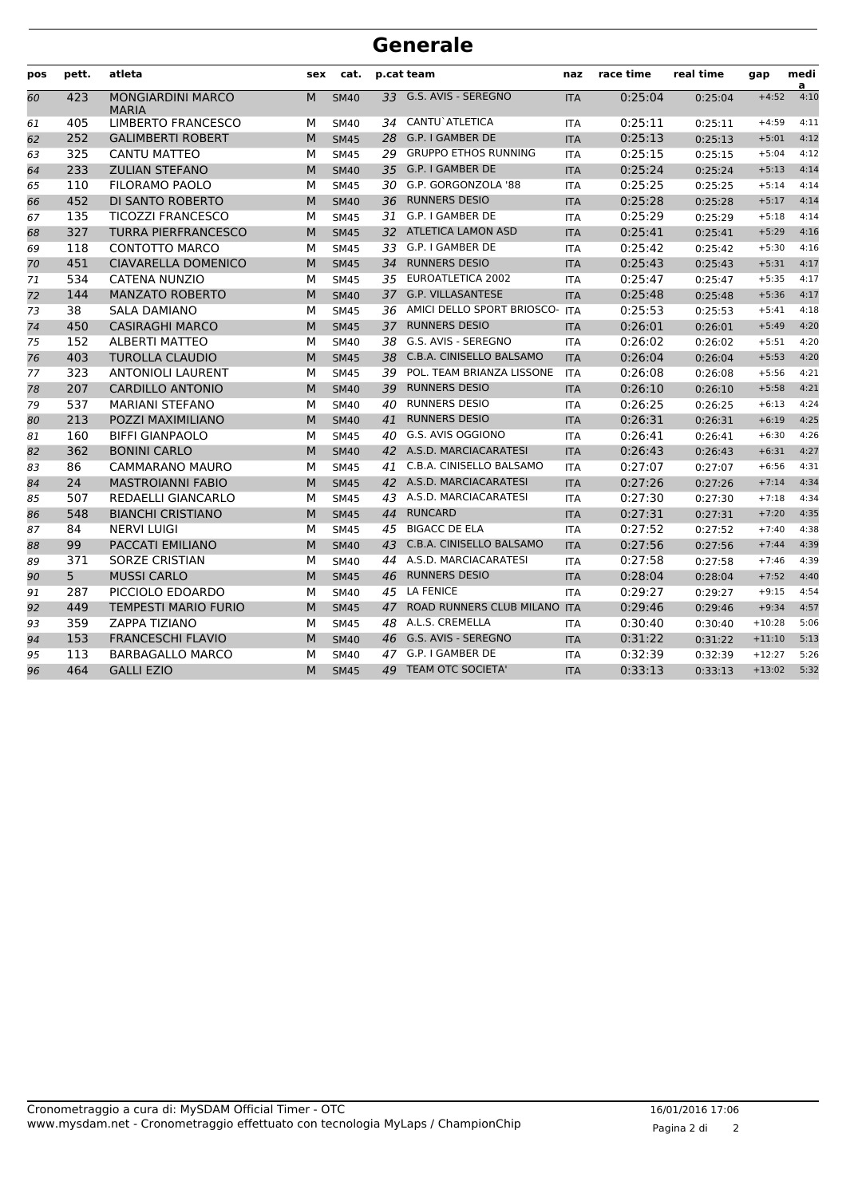# Generale

| pos | pett. | atleta | sex | cat. | p.cat | team | naz | race time | real time | gap | media |
|---|---|---|---|---|---|---|---|---|---|---|---|
| 60 | 423 | MONGIARDINI MARCO MARIA | M | SM40 | 33 | G.S. AVIS - SEREGNO | ITA | 0:25:04 | 0:25:04 | +4:52 | 4:10 |
| 61 | 405 | LIMBERTO FRANCESCO | M | SM40 | 34 | CANTU`ATLETICA | ITA | 0:25:11 | 0:25:11 | +4:59 | 4:11 |
| 62 | 252 | GALIMBERTI ROBERT | M | SM45 | 28 | G.P. I GAMBER DE | ITA | 0:25:13 | 0:25:13 | +5:01 | 4:12 |
| 63 | 325 | CANTU MATTEO | M | SM45 | 29 | GRUPPO ETHOS RUNNING | ITA | 0:25:15 | 0:25:15 | +5:04 | 4:12 |
| 64 | 233 | ZULIAN STEFANO | M | SM40 | 35 | G.P. I GAMBER DE | ITA | 0:25:24 | 0:25:24 | +5:13 | 4:14 |
| 65 | 110 | FILORAMO PAOLO | M | SM45 | 30 | G.P. GORGONZOLA '88 | ITA | 0:25:25 | 0:25:25 | +5:14 | 4:14 |
| 66 | 452 | DI SANTO ROBERTO | M | SM40 | 36 | RUNNERS DESIO | ITA | 0:25:28 | 0:25:28 | +5:17 | 4:14 |
| 67 | 135 | TICOZZI FRANCESCO | M | SM45 | 31 | G.P. I GAMBER DE | ITA | 0:25:29 | 0:25:29 | +5:18 | 4:14 |
| 68 | 327 | TURRA PIERFRANCESCO | M | SM45 | 32 | ATLETICA LAMON ASD | ITA | 0:25:41 | 0:25:41 | +5:29 | 4:16 |
| 69 | 118 | CONTOTTO MARCO | M | SM45 | 33 | G.P. I GAMBER DE | ITA | 0:25:42 | 0:25:42 | +5:30 | 4:16 |
| 70 | 451 | CIAVARELLA DOMENICO | M | SM45 | 34 | RUNNERS DESIO | ITA | 0:25:43 | 0:25:43 | +5:31 | 4:17 |
| 71 | 534 | CATENA NUNZIO | M | SM45 | 35 | EUROATLETICA 2002 | ITA | 0:25:47 | 0:25:47 | +5:35 | 4:17 |
| 72 | 144 | MANZATO ROBERTO | M | SM40 | 37 | G.P. VILLASANTESE | ITA | 0:25:48 | 0:25:48 | +5:36 | 4:17 |
| 73 | 38 | SALA DAMIANO | M | SM45 | 36 | AMICI DELLO SPORT BRIOSCO- | ITA | 0:25:53 | 0:25:53 | +5:41 | 4:18 |
| 74 | 450 | CASIRAGHI MARCO | M | SM45 | 37 | RUNNERS DESIO | ITA | 0:26:01 | 0:26:01 | +5:49 | 4:20 |
| 75 | 152 | ALBERTI MATTEO | M | SM40 | 38 | G.S. AVIS - SEREGNO | ITA | 0:26:02 | 0:26:02 | +5:51 | 4:20 |
| 76 | 403 | TUROLLA CLAUDIO | M | SM45 | 38 | C.B.A. CINISELLO BALSAMO | ITA | 0:26:04 | 0:26:04 | +5:53 | 4:20 |
| 77 | 323 | ANTONIOLI LAURENT | M | SM45 | 39 | POL. TEAM BRIANZA LISSONE | ITA | 0:26:08 | 0:26:08 | +5:56 | 4:21 |
| 78 | 207 | CARDILLO ANTONIO | M | SM40 | 39 | RUNNERS DESIO | ITA | 0:26:10 | 0:26:10 | +5:58 | 4:21 |
| 79 | 537 | MARIANI STEFANO | M | SM40 | 40 | RUNNERS DESIO | ITA | 0:26:25 | 0:26:25 | +6:13 | 4:24 |
| 80 | 213 | POZZI MAXIMILIANO | M | SM40 | 41 | RUNNERS DESIO | ITA | 0:26:31 | 0:26:31 | +6:19 | 4:25 |
| 81 | 160 | BIFFI GIANPAOLO | M | SM45 | 40 | G.S. AVIS OGGIONO | ITA | 0:26:41 | 0:26:41 | +6:30 | 4:26 |
| 82 | 362 | BONINI CARLO | M | SM40 | 42 | A.S.D. MARCIACARATESI | ITA | 0:26:43 | 0:26:43 | +6:31 | 4:27 |
| 83 | 86 | CAMMARANO MAURO | M | SM45 | 41 | C.B.A. CINISELLO BALSAMO | ITA | 0:27:07 | 0:27:07 | +6:56 | 4:31 |
| 84 | 24 | MASTROIANNI FABIO | M | SM45 | 42 | A.S.D. MARCIACARATESI | ITA | 0:27:26 | 0:27:26 | +7:14 | 4:34 |
| 85 | 507 | REDAELLI GIANCARLO | M | SM45 | 43 | A.S.D. MARCIACARATESI | ITA | 0:27:30 | 0:27:30 | +7:18 | 4:34 |
| 86 | 548 | BIANCHI CRISTIANO | M | SM45 | 44 | RUNCARD | ITA | 0:27:31 | 0:27:31 | +7:20 | 4:35 |
| 87 | 84 | NERVI LUIGI | M | SM45 | 45 | BIGACC DE ELA | ITA | 0:27:52 | 0:27:52 | +7:40 | 4:38 |
| 88 | 99 | PACCATI EMILIANO | M | SM40 | 43 | C.B.A. CINISELLO BALSAMO | ITA | 0:27:56 | 0:27:56 | +7:44 | 4:39 |
| 89 | 371 | SORZE CRISTIAN | M | SM40 | 44 | A.S.D. MARCIACARATESI | ITA | 0:27:58 | 0:27:58 | +7:46 | 4:39 |
| 90 | 5 | MUSSI CARLO | M | SM45 | 46 | RUNNERS DESIO | ITA | 0:28:04 | 0:28:04 | +7:52 | 4:40 |
| 91 | 287 | PICCIOLO EDOARDO | M | SM40 | 45 | LA FENICE | ITA | 0:29:27 | 0:29:27 | +9:15 | 4:54 |
| 92 | 449 | TEMPESTI MARIO FURIO | M | SM45 | 47 | ROAD RUNNERS CLUB MILANO | ITA | 0:29:46 | 0:29:46 | +9:34 | 4:57 |
| 93 | 359 | ZAPPA TIZIANO | M | SM45 | 48 | A.L.S. CREMELLA | ITA | 0:30:40 | 0:30:40 | +10:28 | 5:06 |
| 94 | 153 | FRANCESCHI FLAVIO | M | SM40 | 46 | G.S. AVIS - SEREGNO | ITA | 0:31:22 | 0:31:22 | +11:10 | 5:13 |
| 95 | 113 | BARBAGALLO MARCO | M | SM40 | 47 | G.P. I GAMBER DE | ITA | 0:32:39 | 0:32:39 | +12:27 | 5:26 |
| 96 | 464 | GALLI EZIO | M | SM45 | 49 | TEAM OTC SOCIETA' | ITA | 0:33:13 | 0:33:13 | +13:02 | 5:32 |

Cronometraggio a cura di: MySDAM Official Timer - OTC
www.mysdam.net - Cronometraggio effettuato con tecnologia MyLaps / ChampionChip

16/01/2016 17:06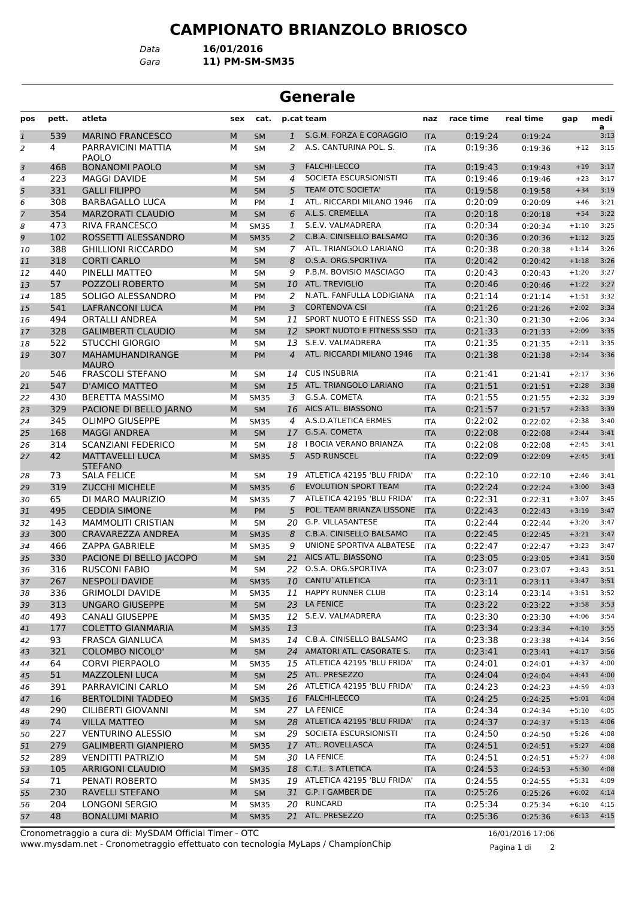# CAMPIONATO BRIANZOLO BRIOSCO

Data **16/01/2016**
Gara **11) PM-SM-SM35**

## Generale

| pos | pett. | atleta | sex | cat. | p.cat | team | naz | race time | real time | gap | media |
|---|---|---|---|---|---|---|---|---|---|---|---|
| 1 | 539 | MARINO FRANCESCO | M | SM | 1 | S.G.M. FORZA E CORAGGIO | ITA | 0:19:24 | 0:19:24 | | 3:13 |
| 2 | 4 | PARRAVICINI MATTIA PAOLO | M | SM | 2 | A.S. CANTURINA POL. S. | ITA | 0:19:36 | 0:19:36 | +12 | 3:15 |
| 3 | 468 | BONANOMI PAOLO | M | SM | 3 | FALCHI-LECCO | ITA | 0:19:43 | 0:19:43 | +19 | 3:17 |
| 4 | 223 | MAGGI DAVIDE | M | SM | 4 | SOCIETA ESCURSIONISTI | ITA | 0:19:46 | 0:19:46 | +23 | 3:17 |
| 5 | 331 | GALLI FILIPPO | M | SM | 5 | TEAM OTC SOCIETA' | ITA | 0:19:58 | 0:19:58 | +34 | 3:19 |
| 6 | 308 | BARBAGALLO LUCA | M | PM | 1 | ATL. RICCARDI MILANO 1946 | ITA | 0:20:09 | 0:20:09 | +46 | 3:21 |
| 7 | 354 | MARZORATI CLAUDIO | M | SM | 6 | A.L.S. CREMELLA | ITA | 0:20:18 | 0:20:18 | +54 | 3:22 |
| 8 | 473 | RIVA FRANCESCO | M | SM35 | 1 | S.E.V. VALMADRERA | ITA | 0:20:34 | 0:20:34 | +1:10 | 3:25 |
| 9 | 102 | ROSSETTI ALESSANDRO | M | SM35 | 2 | C.B.A. CINISELLO BALSAMO | ITA | 0:20:36 | 0:20:36 | +1:12 | 3:25 |
| 10 | 388 | GHILLIONI RICCARDO | M | SM | 7 | ATL. TRIANGOLO LARIANO | ITA | 0:20:38 | 0:20:38 | +1:14 | 3:26 |
| 11 | 318 | CORTI CARLO | M | SM | 8 | O.S.A. ORG.SPORTIVA | ITA | 0:20:42 | 0:20:42 | +1:18 | 3:26 |
| 12 | 440 | PINELLI MATTEO | M | SM | 9 | P.B.M. BOVISIO MASCIAGO | ITA | 0:20:43 | 0:20:43 | +1:20 | 3:27 |
| 13 | 57 | POZZOLI ROBERTO | M | SM | 10 | ATL. TREVIGLIO | ITA | 0:20:46 | 0:20:46 | +1:22 | 3:27 |
| 14 | 185 | SOLIGO ALESSANDRO | M | PM | 2 | N.ATL. FANFULLA LODIGIANA | ITA | 0:21:14 | 0:21:14 | +1:51 | 3:32 |
| 15 | 541 | LAFRANCONI LUCA | M | PM | 3 | CORTENOVA CSI | ITA | 0:21:26 | 0:21:26 | +2:02 | 3:34 |
| 16 | 494 | ORTALLI ANDREA | M | SM | 11 | SPORT NUOTO E FITNESS SSD | ITA | 0:21:30 | 0:21:30 | +2:06 | 3:34 |
| 17 | 328 | GALIMBERTI CLAUDIO | M | SM | 12 | SPORT NUOTO E FITNESS SSD | ITA | 0:21:33 | 0:21:33 | +2:09 | 3:35 |
| 18 | 522 | STUCCHI GIORGIO | M | SM | 13 | S.E.V. VALMADRERA | ITA | 0:21:35 | 0:21:35 | +2:11 | 3:35 |
| 19 | 307 | MAHAMUHANDIRANGE MAURO | M | PM | 4 | ATL. RICCARDI MILANO 1946 | ITA | 0:21:38 | 0:21:38 | +2:14 | 3:36 |
| 20 | 546 | FRASCOLI STEFANO | M | SM | 14 | CUS INSUBRIA | ITA | 0:21:41 | 0:21:41 | +2:17 | 3:36 |
| 21 | 547 | D'AMICO MATTEO | M | SM | 15 | ATL. TRIANGOLO LARIANO | ITA | 0:21:51 | 0:21:51 | +2:28 | 3:38 |
| 22 | 430 | BERETTA MASSIMO | M | SM35 | 3 | G.S.A. COMETA | ITA | 0:21:55 | 0:21:55 | +2:32 | 3:39 |
| 23 | 329 | PACIONE DI BELLO JARNO | M | SM | 16 | AICS ATL. BIASSONO | ITA | 0:21:57 | 0:21:57 | +2:33 | 3:39 |
| 24 | 345 | OLIMPO GIUSEPPE | M | SM35 | 4 | A.S.D.ATLETICA ERMES | ITA | 0:22:02 | 0:22:02 | +2:38 | 3:40 |
| 25 | 168 | MAGGI ANDREA | M | SM | 17 | G.S.A. COMETA | ITA | 0:22:08 | 0:22:08 | +2:44 | 3:41 |
| 26 | 314 | SCANZIANI FEDERICO | M | SM | 18 | I BOCIA VERANO BRIANZA | ITA | 0:22:08 | 0:22:08 | +2:45 | 3:41 |
| 27 | 42 | MATTAVELLI LUCA STEFANO | M | SM35 | 5 | ASD RUNSCEL | ITA | 0:22:09 | 0:22:09 | +2:45 | 3:41 |
| 28 | 73 | SALA FELICE | M | SM | 19 | ATLETICA 42195 'BLU FRIDA' | ITA | 0:22:10 | 0:22:10 | +2:46 | 3:41 |
| 29 | 319 | ZUCCHI MICHELE | M | SM35 | 6 | EVOLUTION SPORT TEAM | ITA | 0:22:24 | 0:22:24 | +3:00 | 3:43 |
| 30 | 65 | DI MARO MAURIZIO | M | SM35 | 7 | ATLETICA 42195 'BLU FRIDA' | ITA | 0:22:31 | 0:22:31 | +3:07 | 3:45 |
| 31 | 495 | CEDDIA SIMONE | M | PM | 5 | POL. TEAM BRIANZA LISSONE | ITA | 0:22:43 | 0:22:43 | +3:19 | 3:47 |
| 32 | 143 | MAMMOLITI CRISTIAN | M | SM | 20 | G.P. VILLASANTESE | ITA | 0:22:44 | 0:22:44 | +3:20 | 3:47 |
| 33 | 300 | CRAVAREZZA ANDREA | M | SM35 | 8 | C.B.A. CINISELLO BALSAMO | ITA | 0:22:45 | 0:22:45 | +3:21 | 3:47 |
| 34 | 466 | ZAPPA GABRIELE | M | SM35 | 9 | UNIONE SPORTIVA ALBATESE | ITA | 0:22:47 | 0:22:47 | +3:23 | 3:47 |
| 35 | 330 | PACIONE DI BELLO JACOPO | M | SM | 21 | AICS ATL. BIASSONO | ITA | 0:23:05 | 0:23:05 | +3:41 | 3:50 |
| 36 | 316 | RUSCONI FABIO | M | SM | 22 | O.S.A. ORG.SPORTIVA | ITA | 0:23:07 | 0:23:07 | +3:43 | 3:51 |
| 37 | 267 | NESPOLI DAVIDE | M | SM35 | 10 | CANTU`ATLETICA | ITA | 0:23:11 | 0:23:11 | +3:47 | 3:51 |
| 38 | 336 | GRIMOLDI DAVIDE | M | SM35 | 11 | HAPPY RUNNER CLUB | ITA | 0:23:14 | 0:23:14 | +3:51 | 3:52 |
| 39 | 313 | UNGARO GIUSEPPE | M | SM | 23 | LA FENICE | ITA | 0:23:22 | 0:23:22 | +3:58 | 3:53 |
| 40 | 493 | CANALI GIUSEPPE | M | SM35 | 12 | S.E.V. VALMADRERA | ITA | 0:23:30 | 0:23:30 | +4:06 | 3:54 |
| 41 | 177 | COLETTO GIANMARIA | M | SM35 | 13 | | ITA | 0:23:34 | 0:23:34 | +4:10 | 3:55 |
| 42 | 93 | FRASCA GIANLUCA | M | SM35 | 14 | C.B.A. CINISELLO BALSAMO | ITA | 0:23:38 | 0:23:38 | +4:14 | 3:56 |
| 43 | 321 | COLOMBO NICOLO' | M | SM | 24 | AMATORI ATL. CASORATE S. | ITA | 0:23:41 | 0:23:41 | +4:17 | 3:56 |
| 44 | 64 | CORVI PIERPAOLO | M | SM35 | 15 | ATLETICA 42195 'BLU FRIDA' | ITA | 0:24:01 | 0:24:01 | +4:37 | 4:00 |
| 45 | 51 | MAZZOLENI LUCA | M | SM | 25 | ATL. PRESEZZO | ITA | 0:24:04 | 0:24:04 | +4:41 | 4:00 |
| 46 | 391 | PARRAVICINI CARLO | M | SM | 26 | ATLETICA 42195 'BLU FRIDA' | ITA | 0:24:23 | 0:24:23 | +4:59 | 4:03 |
| 47 | 16 | BERTOLDINI TADDEO | M | SM35 | 16 | FALCHI-LECCO | ITA | 0:24:25 | 0:24:25 | +5:01 | 4:04 |
| 48 | 290 | CILIBERTI GIOVANNI | M | SM | 27 | LA FENICE | ITA | 0:24:34 | 0:24:34 | +5:10 | 4:05 |
| 49 | 74 | VILLA MATTEO | M | SM | 28 | ATLETICA 42195 'BLU FRIDA' | ITA | 0:24:37 | 0:24:37 | +5:13 | 4:06 |
| 50 | 227 | VENTURINO ALESSIO | M | SM | 29 | SOCIETA ESCURSIONISTI | ITA | 0:24:50 | 0:24:50 | +5:26 | 4:08 |
| 51 | 279 | GALIMBERTI GIANPIERO | M | SM35 | 17 | ATL. ROVELLASCA | ITA | 0:24:51 | 0:24:51 | +5:27 | 4:08 |
| 52 | 289 | VENDITTI PATRIZIO | M | SM | 30 | LA FENICE | ITA | 0:24:51 | 0:24:51 | +5:27 | 4:08 |
| 53 | 105 | ARRIGONI CLAUDIO | M | SM35 | 18 | C.T.L. 3 ATLETICA | ITA | 0:24:53 | 0:24:53 | +5:30 | 4:08 |
| 54 | 71 | PENATI ROBERTO | M | SM35 | 19 | ATLETICA 42195 'BLU FRIDA' | ITA | 0:24:55 | 0:24:55 | +5:31 | 4:09 |
| 55 | 230 | RAVELLI STEFANO | M | SM | 31 | G.P. I GAMBER DE | ITA | 0:25:26 | 0:25:26 | +6:02 | 4:14 |
| 56 | 204 | LONGONI SERGIO | M | SM35 | 20 | RUNCARD | ITA | 0:25:34 | 0:25:34 | +6:10 | 4:15 |
| 57 | 48 | BONALUMI MARIO | M | SM35 | 21 | ATL. PRESEZZO | ITA | 0:25:36 | 0:25:36 | +6:13 | 4:15 |

Cronometraggio a cura di: MySDAM Official Timer - OTC
www.mysdam.net - Cronometraggio effettuato con tecnologia MyLaps / ChampionChip

16/01/2016 17:06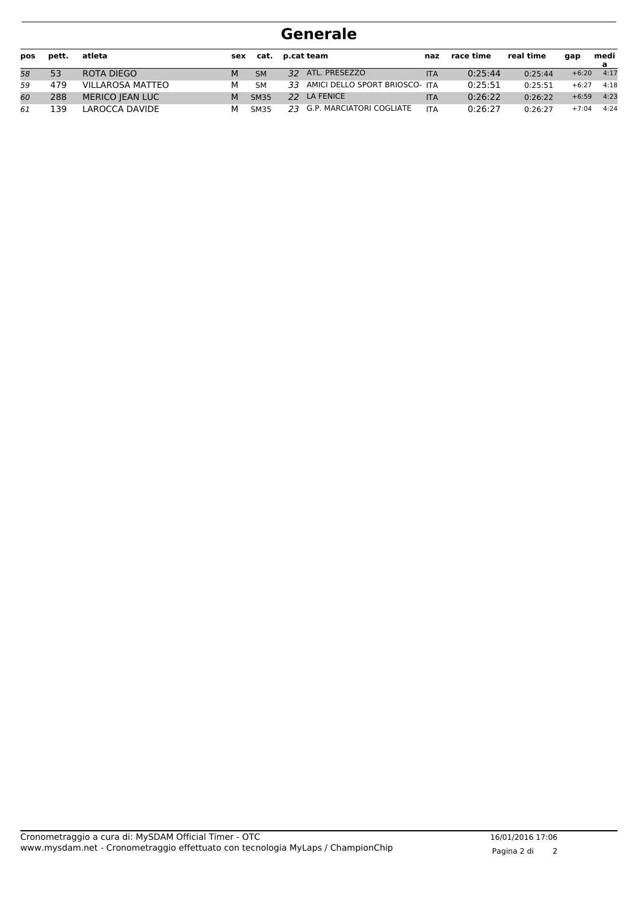# Generale

| pos | pett. | atleta | sex | cat. | p.cat | team | naz | race time | real time | gap | media |
|---|---|---|---|---|---|---|---|---|---|---|---|
| 58 | 53 | ROTA DIEGO | M | SM | 32 | ATL. PRESEZZO | ITA | 0:25:44 | 0:25:44 | +6:20 | 4:17 |
| 59 | 479 | VILLAROSA MATTEO | M | SM | 33 | AMICI DELLO SPORT BRIOSCO- | ITA | 0:25:51 | 0:25:51 | +6:27 | 4:18 |
| 60 | 288 | MERICO JEAN LUC | M | SM35 | 22 | LA FENICE | ITA | 0:26:22 | 0:26:22 | +6:59 | 4:23 |
| 61 | 139 | LAROCCA DAVIDE | M | SM35 | 23 | G.P. MARCIATORI COGLIATE | ITA | 0:26:27 | 0:26:27 | +7:04 | 4:24 |

Cronometraggio a cura di: MySDAM Official Timer - OTC
www.mysdam.net - Cronometraggio effettuato con tecnologia MyLaps / ChampionChip

16/01/2016 17:06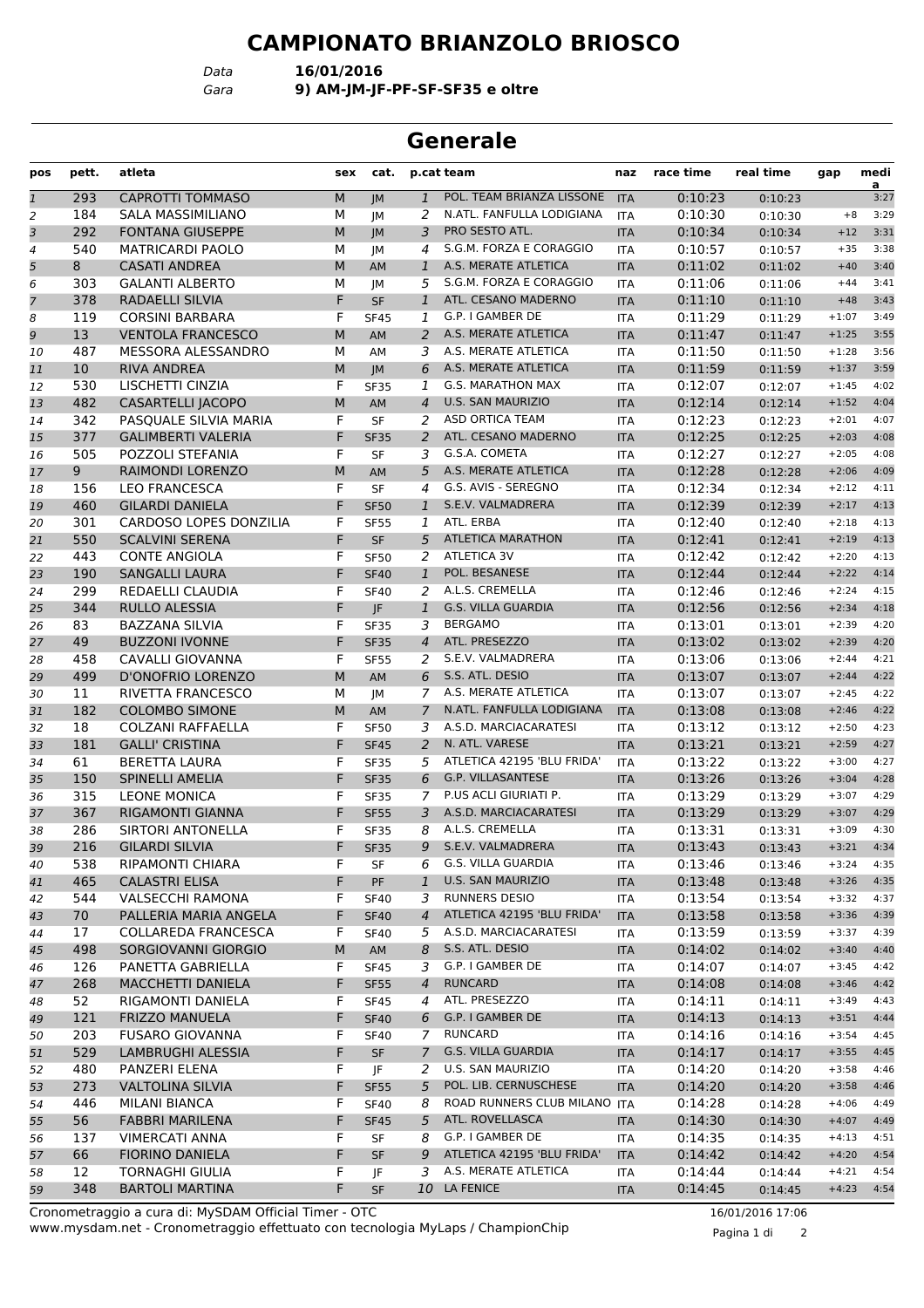# CAMPIONATO BRIANZOLO BRIOSCO

Data **16/01/2016**
Gara **9) AM-JM-JF-PF-SF-SF35 e oltre**

## Generale

| pos | pett. | atleta | sex | cat. | p.cat | team | naz | race time | real time | gap | media |
|---|---|---|---|---|---|---|---|---|---|---|---|
| 1 | 293 | CAPROTTI TOMMASO | M | JM | 1 | POL. TEAM BRIANZA LISSONE | ITA | 0:10:23 | 0:10:23 | | 3:27 |
| 2 | 184 | SALA MASSIMILIANO | M | JM | 2 | N.ATL. FANFULLA LODIGIANA | ITA | 0:10:30 | 0:10:30 | +8 | 3:29 |
| 3 | 292 | FONTANA GIUSEPPE | M | JM | 3 | PRO SESTO ATL. | ITA | 0:10:34 | 0:10:34 | +12 | 3:31 |
| 4 | 540 | MATRICARDI PAOLO | M | JM | 4 | S.G.M. FORZA E CORAGGIO | ITA | 0:10:57 | 0:10:57 | +35 | 3:38 |
| 5 | 8 | CASATI ANDREA | M | AM | 1 | A.S. MERATE ATLETICA | ITA | 0:11:02 | 0:11:02 | +40 | 3:40 |
| 6 | 303 | GALANTI ALBERTO | M | JM | 5 | S.G.M. FORZA E CORAGGIO | ITA | 0:11:06 | 0:11:06 | +44 | 3:41 |
| 7 | 378 | RADAELLI SILVIA | F | SF | 1 | ATL. CESANO MADERNO | ITA | 0:11:10 | 0:11:10 | +48 | 3:43 |
| 8 | 119 | CORSINI BARBARA | F | SF45 | 1 | G.P. I GAMBER DE | ITA | 0:11:29 | 0:11:29 | +1:07 | 3:49 |
| 9 | 13 | VENTOLA FRANCESCO | M | AM | 2 | A.S. MERATE ATLETICA | ITA | 0:11:47 | 0:11:47 | +1:25 | 3:55 |
| 10 | 487 | MESSORA ALESSANDRO | M | AM | 3 | A.S. MERATE ATLETICA | ITA | 0:11:50 | 0:11:50 | +1:28 | 3:56 |
| 11 | 10 | RIVA ANDREA | M | JM | 6 | A.S. MERATE ATLETICA | ITA | 0:11:59 | 0:11:59 | +1:37 | 3:59 |
| 12 | 530 | LISCHETTI CINZIA | F | SF35 | 1 | G.S. MARATHON MAX | ITA | 0:12:07 | 0:12:07 | +1:45 | 4:02 |
| 13 | 482 | CASARTELLI JACOPO | M | AM | 4 | U.S. SAN MAURIZIO | ITA | 0:12:14 | 0:12:14 | +1:52 | 4:04 |
| 14 | 342 | PASQUALE SILVIA MARIA | F | SF | 2 | ASD ORTICA TEAM | ITA | 0:12:23 | 0:12:23 | +2:01 | 4:07 |
| 15 | 377 | GALIMBERTI VALERIA | F | SF35 | 2 | ATL. CESANO MADERNO | ITA | 0:12:25 | 0:12:25 | +2:03 | 4:08 |
| 16 | 505 | POZZOLI STEFANIA | F | SF | 3 | G.S.A. COMETA | ITA | 0:12:27 | 0:12:27 | +2:05 | 4:08 |
| 17 | 9 | RAIMONDI LORENZO | M | AM | 5 | A.S. MERATE ATLETICA | ITA | 0:12:28 | 0:12:28 | +2:06 | 4:09 |
| 18 | 156 | LEO FRANCESCA | F | SF | 4 | G.S. AVIS - SEREGNO | ITA | 0:12:34 | 0:12:34 | +2:12 | 4:11 |
| 19 | 460 | GILARDI DANIELA | F | SF50 | 1 | S.E.V. VALMADRERA | ITA | 0:12:39 | 0:12:39 | +2:17 | 4:13 |
| 20 | 301 | CARDOSO LOPES DONZILIA | F | SF55 | 1 | ATL. ERBA | ITA | 0:12:40 | 0:12:40 | +2:18 | 4:13 |
| 21 | 550 | SCALVINI SERENA | F | SF | 5 | ATLETICA MARATHON | ITA | 0:12:41 | 0:12:41 | +2:19 | 4:13 |
| 22 | 443 | CONTE ANGIOLA | F | SF50 | 2 | ATLETICA 3V | ITA | 0:12:42 | 0:12:42 | +2:20 | 4:13 |
| 23 | 190 | SANGALLI LAURA | F | SF40 | 1 | POL. BESANESE | ITA | 0:12:44 | 0:12:44 | +2:22 | 4:14 |
| 24 | 299 | REDAELLI CLAUDIA | F | SF40 | 2 | A.L.S. CREMELLA | ITA | 0:12:46 | 0:12:46 | +2:24 | 4:15 |
| 25 | 344 | RULLO ALESSIA | F | JF | 1 | G.S. VILLA GUARDIA | ITA | 0:12:56 | 0:12:56 | +2:34 | 4:18 |
| 26 | 83 | BAZZANA SILVIA | F | SF35 | 3 | BERGAMO | ITA | 0:13:01 | 0:13:01 | +2:39 | 4:20 |
| 27 | 49 | BUZZONI IVONNE | F | SF35 | 4 | ATL. PRESEZZO | ITA | 0:13:02 | 0:13:02 | +2:39 | 4:20 |
| 28 | 458 | CAVALLI GIOVANNA | F | SF55 | 2 | S.E.V. VALMADRERA | ITA | 0:13:06 | 0:13:06 | +2:44 | 4:21 |
| 29 | 499 | D'ONOFRIO LORENZO | M | AM | 6 | S.S. ATL. DESIO | ITA | 0:13:07 | 0:13:07 | +2:44 | 4:22 |
| 30 | 11 | RIVETTA FRANCESCO | M | JM | 7 | A.S. MERATE ATLETICA | ITA | 0:13:07 | 0:13:07 | +2:45 | 4:22 |
| 31 | 182 | COLOMBO SIMONE | M | AM | 7 | N.ATL. FANFULLA LODIGIANA | ITA | 0:13:08 | 0:13:08 | +2:46 | 4:22 |
| 32 | 18 | COLZANI RAFFAELLA | F | SF50 | 3 | A.S.D. MARCIACARATESI | ITA | 0:13:12 | 0:13:12 | +2:50 | 4:23 |
| 33 | 181 | GALLI' CRISTINA | F | SF45 | 2 | N. ATL. VARESE | ITA | 0:13:21 | 0:13:21 | +2:59 | 4:27 |
| 34 | 61 | BERETTA LAURA | F | SF35 | 5 | ATLETICA 42195 'BLU FRIDA' | ITA | 0:13:22 | 0:13:22 | +3:00 | 4:27 |
| 35 | 150 | SPINELLI AMELIA | F | SF35 | 6 | G.P. VILLASANTESE | ITA | 0:13:26 | 0:13:26 | +3:04 | 4:28 |
| 36 | 315 | LEONE MONICA | F | SF35 | 7 | P.US ACLI GIURIATI P. | ITA | 0:13:29 | 0:13:29 | +3:07 | 4:29 |
| 37 | 367 | RIGAMONTI GIANNA | F | SF55 | 3 | A.S.D. MARCIACARATESI | ITA | 0:13:29 | 0:13:29 | +3:07 | 4:29 |
| 38 | 286 | SIRTORI ANTONELLA | F | SF35 | 8 | A.L.S. CREMELLA | ITA | 0:13:31 | 0:13:31 | +3:09 | 4:30 |
| 39 | 216 | GILARDI SILVIA | F | SF35 | 9 | S.E.V. VALMADRERA | ITA | 0:13:43 | 0:13:43 | +3:21 | 4:34 |
| 40 | 538 | RIPAMONTI CHIARA | F | SF | 6 | G.S. VILLA GUARDIA | ITA | 0:13:46 | 0:13:46 | +3:24 | 4:35 |
| 41 | 465 | CALASTRI ELISA | F | PF | 1 | U.S. SAN MAURIZIO | ITA | 0:13:48 | 0:13:48 | +3:26 | 4:35 |
| 42 | 544 | VALSECCHI RAMONA | F | SF40 | 3 | RUNNERS DESIO | ITA | 0:13:54 | 0:13:54 | +3:32 | 4:37 |
| 43 | 70 | PALLERIA MARIA ANGELA | F | SF40 | 4 | ATLETICA 42195 'BLU FRIDA' | ITA | 0:13:58 | 0:13:58 | +3:36 | 4:39 |
| 44 | 17 | COLLAREDA FRANCESCA | F | SF40 | 5 | A.S.D. MARCIACARATESI | ITA | 0:13:59 | 0:13:59 | +3:37 | 4:39 |
| 45 | 498 | SORGIOVANNI GIORGIO | M | AM | 8 | S.S. ATL. DESIO | ITA | 0:14:02 | 0:14:02 | +3:40 | 4:40 |
| 46 | 126 | PANETTA GABRIELLA | F | SF45 | 3 | G.P. I GAMBER DE | ITA | 0:14:07 | 0:14:07 | +3:45 | 4:42 |
| 47 | 268 | MACCHETTI DANIELA | F | SF55 | 4 | RUNCARD | ITA | 0:14:08 | 0:14:08 | +3:46 | 4:42 |
| 48 | 52 | RIGAMONTI DANIELA | F | SF45 | 4 | ATL. PRESEZZO | ITA | 0:14:11 | 0:14:11 | +3:49 | 4:43 |
| 49 | 121 | FRIZZO MANUELA | F | SF40 | 6 | G.P. I GAMBER DE | ITA | 0:14:13 | 0:14:13 | +3:51 | 4:44 |
| 50 | 203 | FUSARO GIOVANNA | F | SF40 | 7 | RUNCARD | ITA | 0:14:16 | 0:14:16 | +3:54 | 4:45 |
| 51 | 529 | LAMBRUGHI ALESSIA | F | SF | 7 | G.S. VILLA GUARDIA | ITA | 0:14:17 | 0:14:17 | +3:55 | 4:45 |
| 52 | 480 | PANZERI ELENA | F | JF | 2 | U.S. SAN MAURIZIO | ITA | 0:14:20 | 0:14:20 | +3:58 | 4:46 |
| 53 | 273 | VALTOLINA SILVIA | F | SF55 | 5 | POL. LIB. CERNUSCHESE | ITA | 0:14:20 | 0:14:20 | +3:58 | 4:46 |
| 54 | 446 | MILANI BIANCA | F | SF40 | 8 | ROAD RUNNERS CLUB MILANO | ITA | 0:14:28 | 0:14:28 | +4:06 | 4:49 |
| 55 | 56 | FABBRI MARILENA | F | SF45 | 5 | ATL. ROVELLASCA | ITA | 0:14:30 | 0:14:30 | +4:07 | 4:49 |
| 56 | 137 | VIMERCATI ANNA | F | SF | 8 | G.P. I GAMBER DE | ITA | 0:14:35 | 0:14:35 | +4:13 | 4:51 |
| 57 | 66 | FIORINO DANIELA | F | SF | 9 | ATLETICA 42195 'BLU FRIDA' | ITA | 0:14:42 | 0:14:42 | +4:20 | 4:54 |
| 58 | 12 | TORNAGHI GIULIA | F | JF | 3 | A.S. MERATE ATLETICA | ITA | 0:14:44 | 0:14:44 | +4:21 | 4:54 |
| 59 | 348 | BARTOLI MARTINA | F | SF | 10 | LA FENICE | ITA | 0:14:45 | 0:14:45 | +4:23 | 4:54 |

Cronometraggio a cura di: MySDAM Official Timer - OTC
www.mysdam.net - Cronometraggio effettuato con tecnologia MyLaps / ChampionChip

16/01/2016 17:06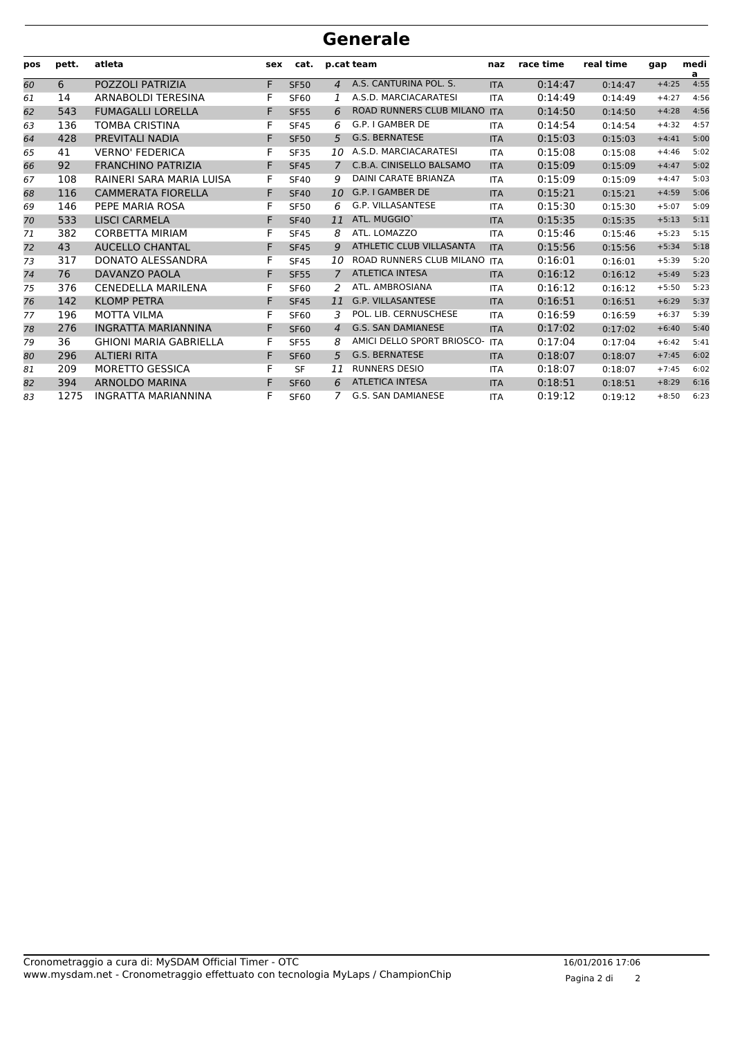# Generale

| pos | pett. | atleta | sex | cat. | p.cat | team | naz | race time | real time | gap | media |
|---|---|---|---|---|---|---|---|---|---|---|---|
| 60 | 6 | POZZOLI PATRIZIA | F | SF50 | 4 | A.S. CANTURINA POL. S. | ITA | 0:14:47 | 0:14:47 | +4:25 | 4:55 |
| 61 | 14 | ARNABOLDI TERESINA | F | SF60 | 1 | A.S.D. MARCIACARATESI | ITA | 0:14:49 | 0:14:49 | +4:27 | 4:56 |
| 62 | 543 | FUMAGALLI LORELLA | F | SF55 | 6 | ROAD RUNNERS CLUB MILANO | ITA | 0:14:50 | 0:14:50 | +4:28 | 4:56 |
| 63 | 136 | TOMBA CRISTINA | F | SF45 | 6 | G.P. I GAMBER DE | ITA | 0:14:54 | 0:14:54 | +4:32 | 4:57 |
| 64 | 428 | PREVITALI NADIA | F | SF50 | 5 | G.S. BERNATESE | ITA | 0:15:03 | 0:15:03 | +4:41 | 5:00 |
| 65 | 41 | VERNO' FEDERICA | F | SF35 | 10 | A.S.D. MARCIACARATESI | ITA | 0:15:08 | 0:15:08 | +4:46 | 5:02 |
| 66 | 92 | FRANCHINO PATRIZIA | F | SF45 | 7 | C.B.A. CINISELLO BALSAMO | ITA | 0:15:09 | 0:15:09 | +4:47 | 5:02 |
| 67 | 108 | RAINERI SARA MARIA LUISA | F | SF40 | 9 | DAINI CARATE BRIANZA | ITA | 0:15:09 | 0:15:09 | +4:47 | 5:03 |
| 68 | 116 | CAMMERATA FIORELLA | F | SF40 | 10 | G.P. I GAMBER DE | ITA | 0:15:21 | 0:15:21 | +4:59 | 5:06 |
| 69 | 146 | PEPE MARIA ROSA | F | SF50 | 6 | G.P. VILLASANTESE | ITA | 0:15:30 | 0:15:30 | +5:07 | 5:09 |
| 70 | 533 | LISCI CARMELA | F | SF40 | 11 | ATL. MUGGIO` | ITA | 0:15:35 | 0:15:35 | +5:13 | 5:11 |
| 71 | 382 | CORBETTA MIRIAM | F | SF45 | 8 | ATL. LOMAZZO | ITA | 0:15:46 | 0:15:46 | +5:23 | 5:15 |
| 72 | 43 | AUCELLO CHANTAL | F | SF45 | 9 | ATHLETIC CLUB VILLASANTA | ITA | 0:15:56 | 0:15:56 | +5:34 | 5:18 |
| 73 | 317 | DONATO ALESSANDRA | F | SF45 | 10 | ROAD RUNNERS CLUB MILANO | ITA | 0:16:01 | 0:16:01 | +5:39 | 5:20 |
| 74 | 76 | DAVANZO PAOLA | F | SF55 | 7 | ATLETICA INTESA | ITA | 0:16:12 | 0:16:12 | +5:49 | 5:23 |
| 75 | 376 | CENEDELLA MARILENA | F | SF60 | 2 | ATL. AMBROSIANA | ITA | 0:16:12 | 0:16:12 | +5:50 | 5:23 |
| 76 | 142 | KLOMP PETRA | F | SF45 | 11 | G.P. VILLASANTESE | ITA | 0:16:51 | 0:16:51 | +6:29 | 5:37 |
| 77 | 196 | MOTTA VILMA | F | SF60 | 3 | POL. LIB. CERNUSCHESE | ITA | 0:16:59 | 0:16:59 | +6:37 | 5:39 |
| 78 | 276 | INGRATTA MARIANNINA | F | SF60 | 4 | G.S. SAN DAMIANESE | ITA | 0:17:02 | 0:17:02 | +6:40 | 5:40 |
| 79 | 36 | GHIONI MARIA GABRIELLA | F | SF55 | 8 | AMICI DELLO SPORT BRIOSCO- | ITA | 0:17:04 | 0:17:04 | +6:42 | 5:41 |
| 80 | 296 | ALTIERI RITA | F | SF60 | 5 | G.S. BERNATESE | ITA | 0:18:07 | 0:18:07 | +7:45 | 6:02 |
| 81 | 209 | MORETTO GESSICA | F | SF | 11 | RUNNERS DESIO | ITA | 0:18:07 | 0:18:07 | +7:45 | 6:02 |
| 82 | 394 | ARNOLDO MARINA | F | SF60 | 6 | ATLETICA INTESA | ITA | 0:18:51 | 0:18:51 | +8:29 | 6:16 |
| 83 | 1275 | INGRATTA MARIANNINA | F | SF60 | 7 | G.S. SAN DAMIANESE | ITA | 0:19:12 | 0:19:12 | +8:50 | 6:23 |

Cronometraggio a cura di: MySDAM Official Timer - OTC
www.mysdam.net - Cronometraggio effettuato con tecnologia MyLaps / ChampionChip

16/01/2016 17:06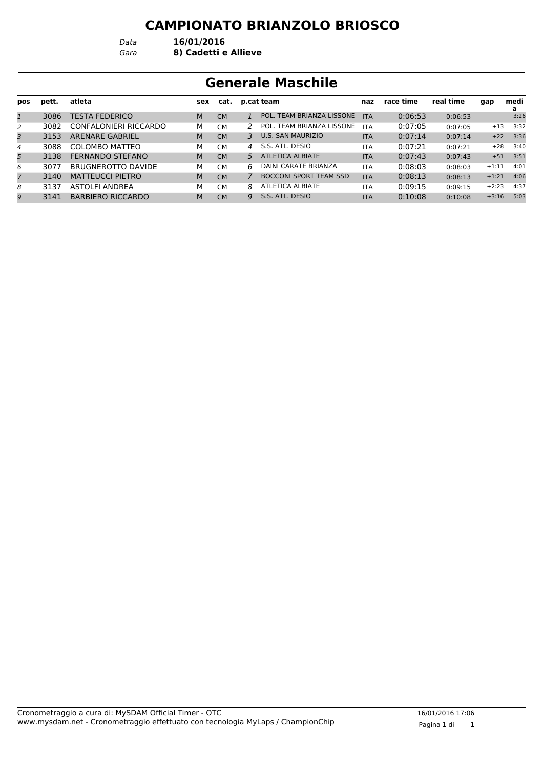# CAMPIONATO BRIANZOLO BRIOSCO

*Data* **16/01/2016**
*Gara* **8) Cadetti e Allieve**

## Generale Maschile

| pos | pett. | atleta | sex | cat. | p.cat | team | naz | race time | real time | gap | media |
|---|---|---|---|---|---|---|---|---|---|---|---|
| *1* | 3086 | TESTA FEDERICO | M | CM | *1* | POL. TEAM BRIANZA LISSONE | ITA | 0:06:53 | 0:06:53 | | 3:26 |
| *2* | 3082 | CONFALONIERI RICCARDO | M | CM | *2* | POL. TEAM BRIANZA LISSONE | ITA | 0:07:05 | 0:07:05 | +13 | 3:32 |
| *3* | 3153 | ARENARE GABRIEL | M | CM | *3* | U.S. SAN MAURIZIO | ITA | 0:07:14 | 0:07:14 | +22 | 3:36 |
| *4* | 3088 | COLOMBO MATTEO | M | CM | *4* | S.S. ATL. DESIO | ITA | 0:07:21 | 0:07:21 | +28 | 3:40 |
| *5* | 3138 | FERNANDO STEFANO | M | CM | *5* | ATLETICA ALBIATE | ITA | 0:07:43 | 0:07:43 | +51 | 3:51 |
| *6* | 3077 | BRUGNEROTTO DAVIDE | M | CM | *6* | DAINI CARATE BRIANZA | ITA | 0:08:03 | 0:08:03 | +1:11 | 4:01 |
| *7* | 3140 | MATTEUCCI PIETRO | M | CM | *7* | BOCCONI SPORT TEAM SSD | ITA | 0:08:13 | 0:08:13 | +1:21 | 4:06 |
| *8* | 3137 | ASTOLFI ANDREA | M | CM | *8* | ATLETICA ALBIATE | ITA | 0:09:15 | 0:09:15 | +2:23 | 4:37 |
| *9* | 3141 | BARBIERO RICCARDO | M | CM | *9* | S.S. ATL. DESIO | ITA | 0:10:08 | 0:10:08 | +3:16 | 5:03 |

Cronometraggio a cura di: MySDAM Official Timer - OTC
www.mysdam.net - Cronometraggio effettuato con tecnologia MyLaps / ChampionChip

16/01/2016 17:06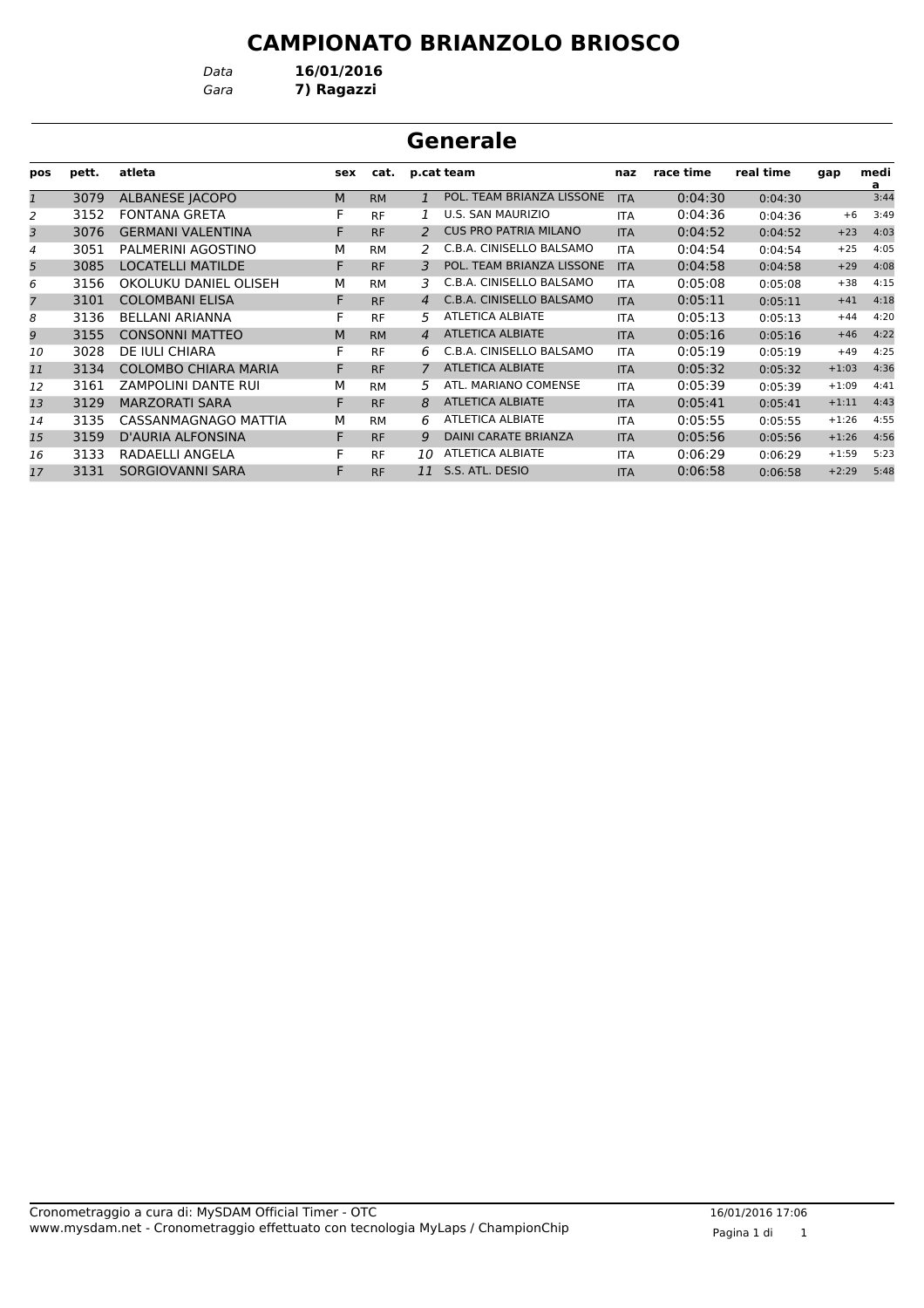# CAMPIONATO BRIANZOLO BRIOSCO

*Data* **16/01/2016**
*Gara* **7) Ragazzi**

## Generale

| pos | pett. | atleta | sex | cat. | p.cat | team | naz | race time | real time | gap | media |
|---|---|---|---|---|---|---|---|---|---|---|---|
| *1* | 3079 | ALBANESE JACOPO | M | RM | *1* | POL. TEAM BRIANZA LISSONE | ITA | 0:04:30 | 0:04:30 | | 3:44 |
| *2* | 3152 | FONTANA GRETA | F | RF | *1* | U.S. SAN MAURIZIO | ITA | 0:04:36 | 0:04:36 | +6 | 3:49 |
| *3* | 3076 | GERMANI VALENTINA | F | RF | *2* | CUS PRO PATRIA MILANO | ITA | 0:04:52 | 0:04:52 | +23 | 4:03 |
| *4* | 3051 | PALMERINI AGOSTINO | M | RM | *2* | C.B.A. CINISELLO BALSAMO | ITA | 0:04:54 | 0:04:54 | +25 | 4:05 |
| *5* | 3085 | LOCATELLI MATILDE | F | RF | *3* | POL. TEAM BRIANZA LISSONE | ITA | 0:04:58 | 0:04:58 | +29 | 4:08 |
| *6* | 3156 | OKOLUKU DANIEL OLISEH | M | RM | *3* | C.B.A. CINISELLO BALSAMO | ITA | 0:05:08 | 0:05:08 | +38 | 4:15 |
| *7* | 3101 | COLOMBANI ELISA | F | RF | *4* | C.B.A. CINISELLO BALSAMO | ITA | 0:05:11 | 0:05:11 | +41 | 4:18 |
| *8* | 3136 | BELLANI ARIANNA | F | RF | *5* | ATLETICA ALBIATE | ITA | 0:05:13 | 0:05:13 | +44 | 4:20 |
| *9* | 3155 | CONSONNI MATTEO | M | RM | *4* | ATLETICA ALBIATE | ITA | 0:05:16 | 0:05:16 | +46 | 4:22 |
| *10* | 3028 | DE IULI CHIARA | F | RF | *6* | C.B.A. CINISELLO BALSAMO | ITA | 0:05:19 | 0:05:19 | +49 | 4:25 |
| *11* | 3134 | COLOMBO CHIARA MARIA | F | RF | *7* | ATLETICA ALBIATE | ITA | 0:05:32 | 0:05:32 | +1:03 | 4:36 |
| *12* | 3161 | ZAMPOLINI DANTE RUI | M | RM | *5* | ATL. MARIANO COMENSE | ITA | 0:05:39 | 0:05:39 | +1:09 | 4:41 |
| *13* | 3129 | MARZORATI SARA | F | RF | *8* | ATLETICA ALBIATE | ITA | 0:05:41 | 0:05:41 | +1:11 | 4:43 |
| *14* | 3135 | CASSANMAGNAGO MATTIA | M | RM | *6* | ATLETICA ALBIATE | ITA | 0:05:55 | 0:05:55 | +1:26 | 4:55 |
| *15* | 3159 | D'AURIA ALFONSINA | F | RF | *9* | DAINI CARATE BRIANZA | ITA | 0:05:56 | 0:05:56 | +1:26 | 4:56 |
| *16* | 3133 | RADAELLI ANGELA | F | RF | *10* | ATLETICA ALBIATE | ITA | 0:06:29 | 0:06:29 | +1:59 | 5:23 |
| *17* | 3131 | SORGIOVANNI SARA | F | RF | *11* | S.S. ATL. DESIO | ITA | 0:06:58 | 0:06:58 | +2:29 | 5:48 |

Cronometraggio a cura di: MySDAM Official Timer - OTC
www.mysdam.net - Cronometraggio effettuato con tecnologia MyLaps / ChampionChip

16/01/2016 17:06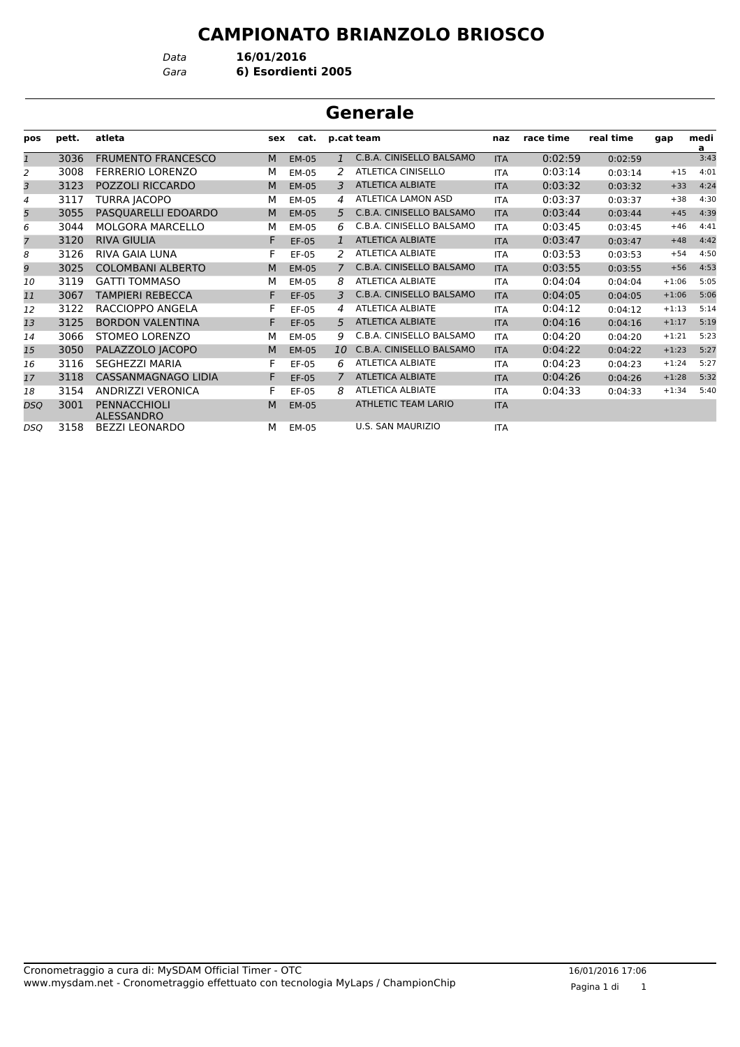# CAMPIONATO BRIANZOLO BRIOSCO

*Data* **16/01/2016**
*Gara* **6) Esordienti 2005**

## Generale

| pos | pett. | atleta | sex | cat. | p.cat | team | naz | race time | real time | gap | media |
|---|---|---|---|---|---|---|---|---|---|---|---|
| *1* | 3036 | FRUMENTO FRANCESCO | M | EM-05 | *1* | C.B.A. CINISELLO BALSAMO | ITA | 0:02:59 | 0:02:59 | | 3:43 |
| *2* | 3008 | FERRERIO LORENZO | M | EM-05 | *2* | ATLETICA CINISELLO | ITA | 0:03:14 | 0:03:14 | +15 | 4:01 |
| *3* | 3123 | POZZOLI RICCARDO | M | EM-05 | *3* | ATLETICA ALBIATE | ITA | 0:03:32 | 0:03:32 | +33 | 4:24 |
| *4* | 3117 | TURRA JACOPO | M | EM-05 | *4* | ATLETICA LAMON ASD | ITA | 0:03:37 | 0:03:37 | +38 | 4:30 |
| *5* | 3055 | PASQUARELLI EDOARDO | M | EM-05 | *5* | C.B.A. CINISELLO BALSAMO | ITA | 0:03:44 | 0:03:44 | +45 | 4:39 |
| *6* | 3044 | MOLGORA MARCELLO | M | EM-05 | *6* | C.B.A. CINISELLO BALSAMO | ITA | 0:03:45 | 0:03:45 | +46 | 4:41 |
| *7* | 3120 | RIVA GIULIA | F | EF-05 | *1* | ATLETICA ALBIATE | ITA | 0:03:47 | 0:03:47 | +48 | 4:42 |
| *8* | 3126 | RIVA GAIA LUNA | F | EF-05 | *2* | ATLETICA ALBIATE | ITA | 0:03:53 | 0:03:53 | +54 | 4:50 |
| *9* | 3025 | COLOMBANI ALBERTO | M | EM-05 | *7* | C.B.A. CINISELLO BALSAMO | ITA | 0:03:55 | 0:03:55 | +56 | 4:53 |
| *10* | 3119 | GATTI TOMMASO | M | EM-05 | *8* | ATLETICA ALBIATE | ITA | 0:04:04 | 0:04:04 | +1:06 | 5:05 |
| *11* | 3067 | TAMPIERI REBECCA | F | EF-05 | *3* | C.B.A. CINISELLO BALSAMO | ITA | 0:04:05 | 0:04:05 | +1:06 | 5:06 |
| *12* | 3122 | RACCIOPPO ANGELA | F | EF-05 | *4* | ATLETICA ALBIATE | ITA | 0:04:12 | 0:04:12 | +1:13 | 5:14 |
| *13* | 3125 | BORDON VALENTINA | F | EF-05 | *5* | ATLETICA ALBIATE | ITA | 0:04:16 | 0:04:16 | +1:17 | 5:19 |
| *14* | 3066 | STOMEO LORENZO | M | EM-05 | *9* | C.B.A. CINISELLO BALSAMO | ITA | 0:04:20 | 0:04:20 | +1:21 | 5:23 |
| *15* | 3050 | PALAZZOLO JACOPO | M | EM-05 | *10* | C.B.A. CINISELLO BALSAMO | ITA | 0:04:22 | 0:04:22 | +1:23 | 5:27 |
| *16* | 3116 | SEGHEZZI MARIA | F | EF-05 | *6* | ATLETICA ALBIATE | ITA | 0:04:23 | 0:04:23 | +1:24 | 5:27 |
| *17* | 3118 | CASSANMAGNAGO LIDIA | F | EF-05 | *7* | ATLETICA ALBIATE | ITA | 0:04:26 | 0:04:26 | +1:28 | 5:32 |
| *18* | 3154 | ANDRIZZI VERONICA | F | EF-05 | *8* | ATLETICA ALBIATE | ITA | 0:04:33 | 0:04:33 | +1:34 | 5:40 |
| *DSQ* | 3001 | PENNACCHIOLI ALESSANDRO | M | EM-05 | | ATHLETIC TEAM LARIO | ITA | | | | |
| *DSQ* | 3158 | BEZZI LEONARDO | M | EM-05 | | U.S. SAN MAURIZIO | ITA | | | | |

Cronometraggio a cura di: MySDAM Official Timer - OTC
www.mysdam.net - Cronometraggio effettuato con tecnologia MyLaps / ChampionChip

16/01/2016 17:06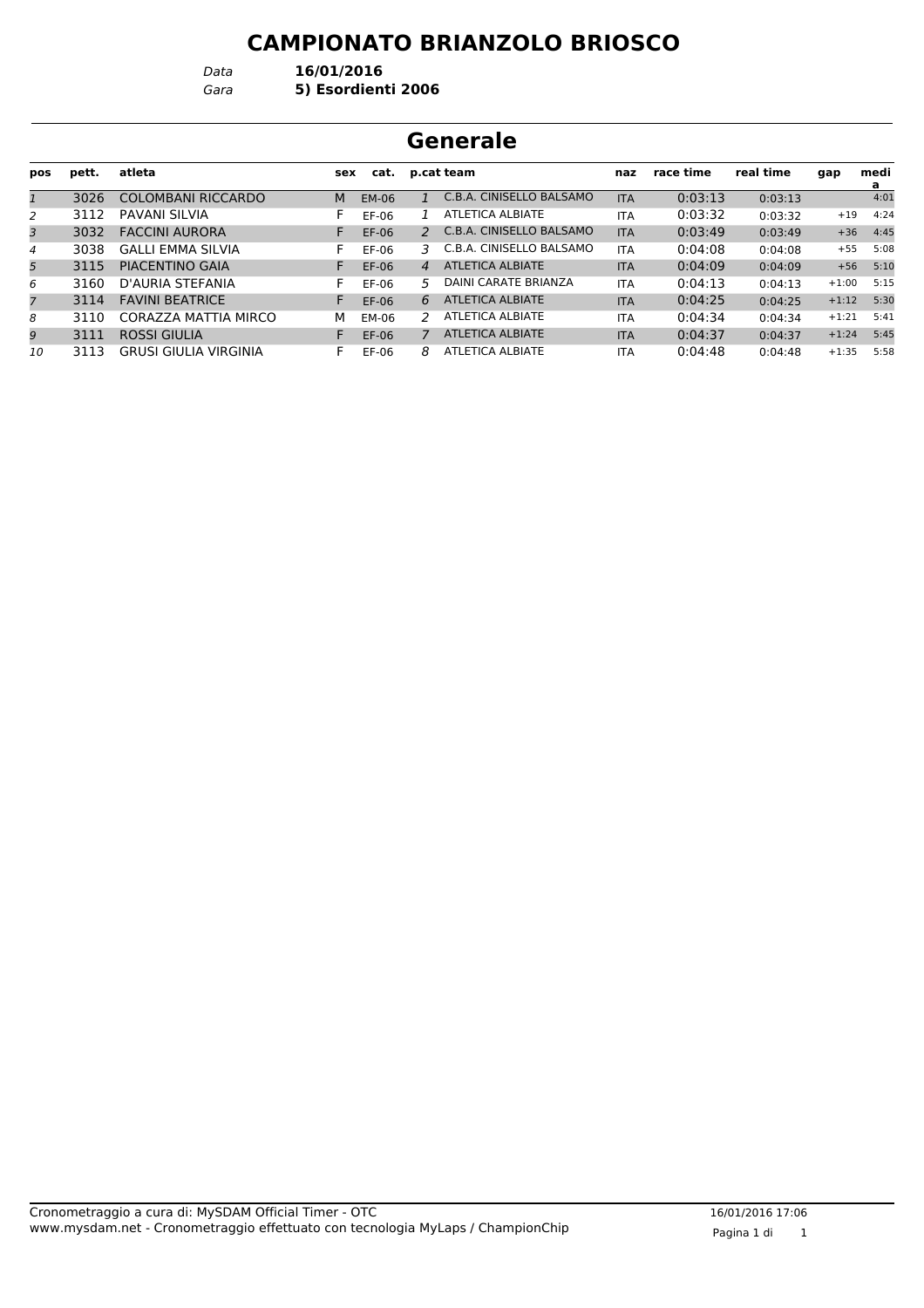# CAMPIONATO BRIANZOLO BRIOSCO

*Data* **16/01/2016**
*Gara* **5) Esordienti 2006**

## Generale

| pos | pett. | atleta | sex | cat. | p.cat | team | naz | race time | real time | gap | media |
|---|---|---|---|---|---|---|---|---|---|---|---|
| *1* | 3026 | COLOMBANI RICCARDO | M | EM-06 | *1* | C.B.A. CINISELLO BALSAMO | ITA | 0:03:13 | 0:03:13 | | 4:01 |
| *2* | 3112 | PAVANI SILVIA | F | EF-06 | *1* | ATLETICA ALBIATE | ITA | 0:03:32 | 0:03:32 | +19 | 4:24 |
| *3* | 3032 | FACCINI AURORA | F | EF-06 | *2* | C.B.A. CINISELLO BALSAMO | ITA | 0:03:49 | 0:03:49 | +36 | 4:45 |
| *4* | 3038 | GALLI EMMA SILVIA | F | EF-06 | *3* | C.B.A. CINISELLO BALSAMO | ITA | 0:04:08 | 0:04:08 | +55 | 5:08 |
| *5* | 3115 | PIACENTINO GAIA | F | EF-06 | *4* | ATLETICA ALBIATE | ITA | 0:04:09 | 0:04:09 | +56 | 5:10 |
| *6* | 3160 | D'AURIA STEFANIA | F | EF-06 | *5* | DAINI CARATE BRIANZA | ITA | 0:04:13 | 0:04:13 | +1:00 | 5:15 |
| *7* | 3114 | FAVINI BEATRICE | F | EF-06 | *6* | ATLETICA ALBIATE | ITA | 0:04:25 | 0:04:25 | +1:12 | 5:30 |
| *8* | 3110 | CORAZZA MATTIA MIRCO | M | EM-06 | *2* | ATLETICA ALBIATE | ITA | 0:04:34 | 0:04:34 | +1:21 | 5:41 |
| *9* | 3111 | ROSSI GIULIA | F | EF-06 | *7* | ATLETICA ALBIATE | ITA | 0:04:37 | 0:04:37 | +1:24 | 5:45 |
| *10* | 3113 | GRUSI GIULIA VIRGINIA | F | EF-06 | *8* | ATLETICA ALBIATE | ITA | 0:04:48 | 0:04:48 | +1:35 | 5:58 |

Cronometraggio a cura di: MySDAM Official Timer - OTC
www.mysdam.net - Cronometraggio effettuato con tecnologia MyLaps / ChampionChip

16/01/2016 17:06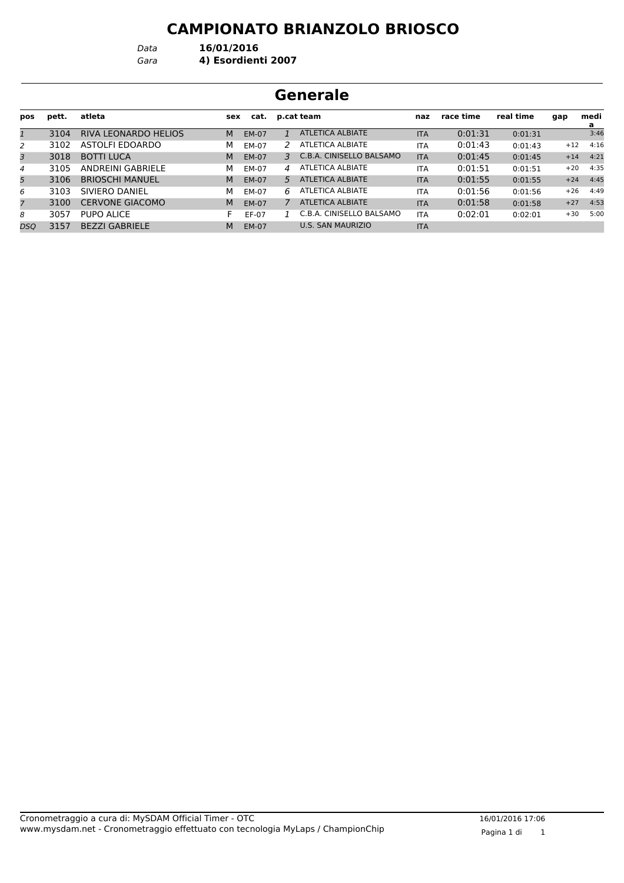# CAMPIONATO BRIANZOLO BRIOSCO

*Data* **16/01/2016**
*Gara* **4) Esordienti 2007**

## Generale

| pos | pett. | atleta | sex | cat. | p.cat | team | naz | race time | real time | gap | media |
|---|---|---|---|---|---|---|---|---|---|---|---|
| *1* | 3104 | RIVA LEONARDO HELIOS | M | EM-07 | *1* | ATLETICA ALBIATE | ITA | 0:01:31 | 0:01:31 | | 3:46 |
| *2* | 3102 | ASTOLFI EDOARDO | M | EM-07 | *2* | ATLETICA ALBIATE | ITA | 0:01:43 | 0:01:43 | +12 | 4:16 |
| *3* | 3018 | BOTTI LUCA | M | EM-07 | *3* | C.B.A. CINISELLO BALSAMO | ITA | 0:01:45 | 0:01:45 | +14 | 4:21 |
| *4* | 3105 | ANDREINI GABRIELE | M | EM-07 | *4* | ATLETICA ALBIATE | ITA | 0:01:51 | 0:01:51 | +20 | 4:35 |
| *5* | 3106 | BRIOSCHI MANUEL | M | EM-07 | *5* | ATLETICA ALBIATE | ITA | 0:01:55 | 0:01:55 | +24 | 4:45 |
| *6* | 3103 | SIVIERO DANIEL | M | EM-07 | *6* | ATLETICA ALBIATE | ITA | 0:01:56 | 0:01:56 | +26 | 4:49 |
| *7* | 3100 | CERVONE GIACOMO | M | EM-07 | *7* | ATLETICA ALBIATE | ITA | 0:01:58 | 0:01:58 | +27 | 4:53 |
| *8* | 3057 | PUPO ALICE | F | EF-07 | *1* | C.B.A. CINISELLO BALSAMO | ITA | 0:02:01 | 0:02:01 | +30 | 5:00 |
| *DSQ* | 3157 | BEZZI GABRIELE | M | EM-07 | | U.S. SAN MAURIZIO | ITA | | | | |

Cronometraggio a cura di: MySDAM Official Timer - OTC
www.mysdam.net - Cronometraggio effettuato con tecnologia MyLaps / ChampionChip

16/01/2016 17:06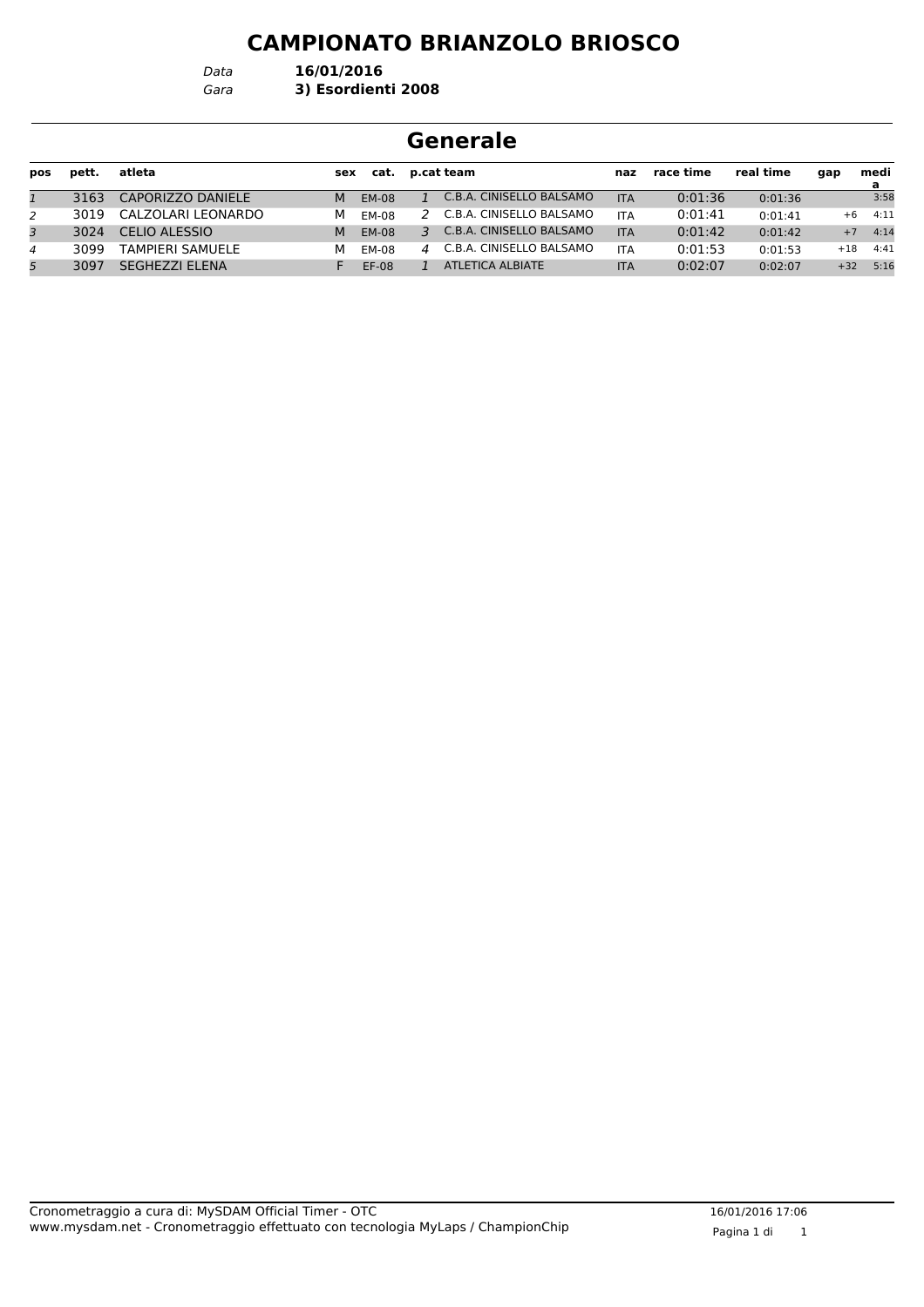# CAMPIONATO BRIANZOLO BRIOSCO

*Data* **16/01/2016**
*Gara* **3) Esordienti 2008**

## Generale

| pos | pett. | atleta | sex | cat. | p.cat | team | naz | race time | real time | gap | media |
|---|---|---|---|---|---|---|---|---|---|---|---|
| *1* | 3163 | CAPORIZZO DANIELE | M | EM-08 | *1* | C.B.A. CINISELLO BALSAMO | ITA | 0:01:36 | 0:01:36 | | 3:58 |
| *2* | 3019 | CALZOLARI LEONARDO | M | EM-08 | *2* | C.B.A. CINISELLO BALSAMO | ITA | 0:01:41 | 0:01:41 | +6 | 4:11 |
| *3* | 3024 | CELIO ALESSIO | M | EM-08 | *3* | C.B.A. CINISELLO BALSAMO | ITA | 0:01:42 | 0:01:42 | +7 | 4:14 |
| *4* | 3099 | TAMPIERI SAMUELE | M | EM-08 | *4* | C.B.A. CINISELLO BALSAMO | ITA | 0:01:53 | 0:01:53 | +18 | 4:41 |
| *5* | 3097 | SEGHEZZI ELENA | F | EF-08 | *1* | ATLETICA ALBIATE | ITA | 0:02:07 | 0:02:07 | +32 | 5:16 |

Cronometraggio a cura di: MySDAM Official Timer - OTC
www.mysdam.net - Cronometraggio effettuato con tecnologia MyLaps / ChampionChip

16/01/2016 17:06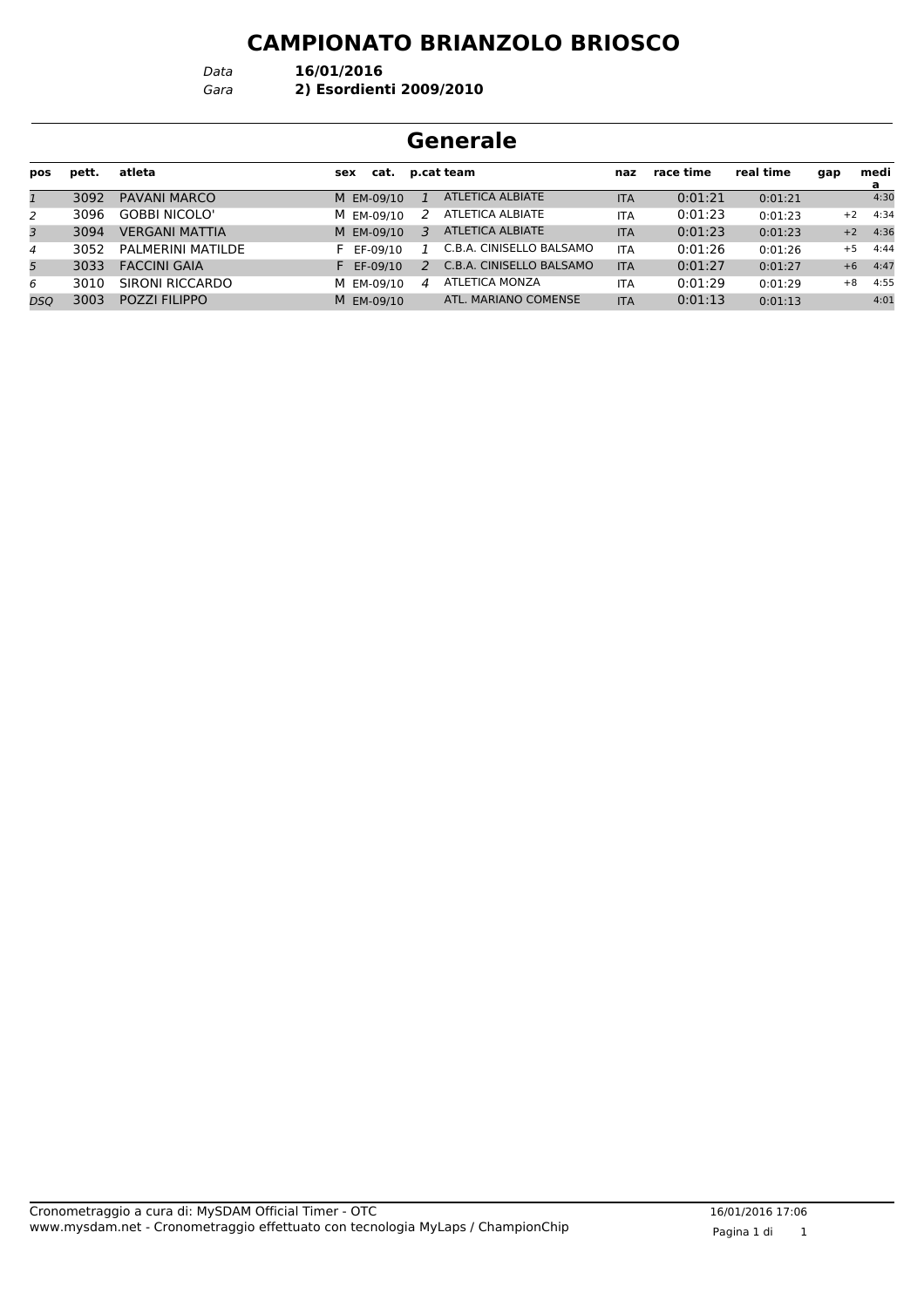# CAMPIONATO BRIANZOLO BRIOSCO

*Data* **16/01/2016**
*Gara* **2) Esordienti 2009/2010**

## Generale

| pos | pett. | atleta | sex | cat. | p.cat | team | naz | race time | real time | gap | media |
|---|---|---|---|---|---|---|---|---|---|---|---|
| *1* | 3092 | PAVANI MARCO | M | EM-09/10 | *1* | ATLETICA ALBIATE | ITA | 0:01:21 | 0:01:21 | | 4:30 |
| *2* | 3096 | GOBBI NICOLO' | M | EM-09/10 | *2* | ATLETICA ALBIATE | ITA | 0:01:23 | 0:01:23 | +2 | 4:34 |
| *3* | 3094 | VERGANI MATTIA | M | EM-09/10 | *3* | ATLETICA ALBIATE | ITA | 0:01:23 | 0:01:23 | +2 | 4:36 |
| *4* | 3052 | PALMERINI MATILDE | F | EF-09/10 | *1* | C.B.A. CINISELLO BALSAMO | ITA | 0:01:26 | 0:01:26 | +5 | 4:44 |
| *5* | 3033 | FACCINI GAIA | F | EF-09/10 | *2* | C.B.A. CINISELLO BALSAMO | ITA | 0:01:27 | 0:01:27 | +6 | 4:47 |
| *6* | 3010 | SIRONI RICCARDO | M | EM-09/10 | *4* | ATLETICA MONZA | ITA | 0:01:29 | 0:01:29 | +8 | 4:55 |
| *DSQ* | 3003 | POZZI FILIPPO | M | EM-09/10 | | ATL. MARIANO COMENSE | ITA | 0:01:13 | 0:01:13 | | 4:01 |

Cronometraggio a cura di: MySDAM Official Timer - OTC
www.mysdam.net - Cronometraggio effettuato con tecnologia MyLaps / ChampionChip

16/01/2016 17:06